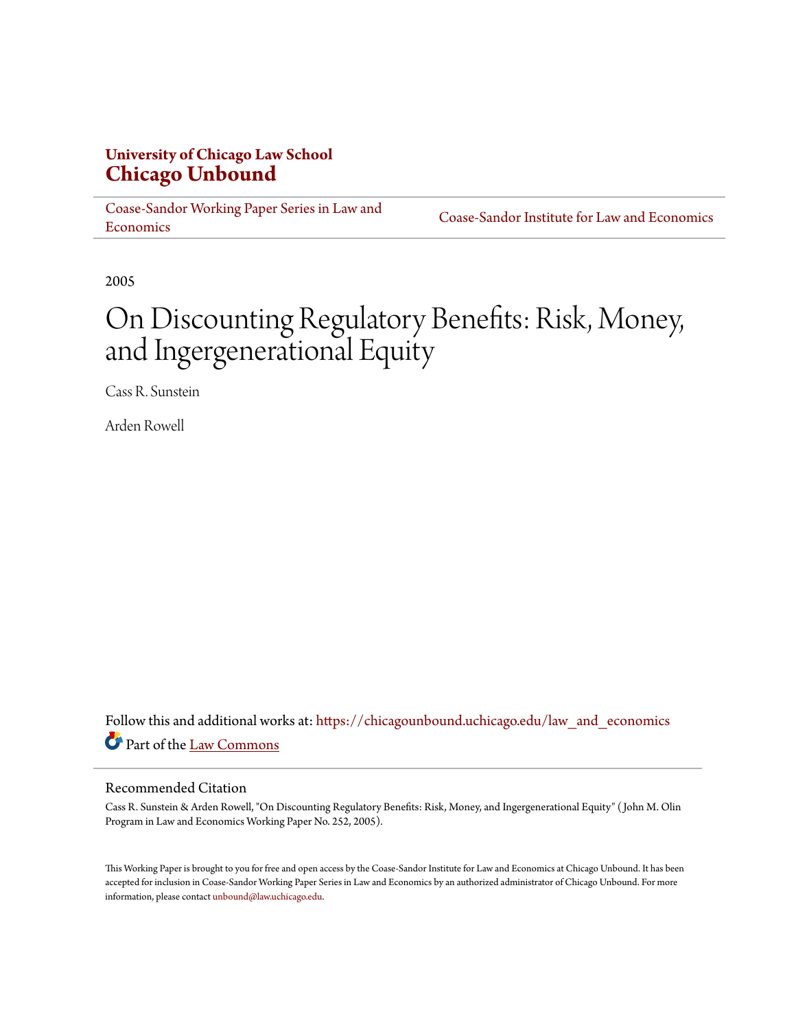**University of Chicago Law School**
**Chicago Unbound**

Coase-Sandor Working Paper Series in Law and Economics | Coase-Sandor Institute for Law and Economics

2005

# On Discounting Regulatory Benefits: Risk, Money, and Ingergenerational Equity

Cass R. Sunstein

Arden Rowell

Follow this and additional works at: https://chicagounbound.uchicago.edu/law_and_economics

Part of the Law Commons

## Recommended Citation

Cass R. Sunstein & Arden Rowell, "On Discounting Regulatory Benefits: Risk, Money, and Ingergenerational Equity" ( John M. Olin Program in Law and Economics Working Paper No. 252, 2005).

This Working Paper is brought to you for free and open access by the Coase-Sandor Institute for Law and Economics at Chicago Unbound. It has been accepted for inclusion in Coase-Sandor Working Paper Series in Law and Economics by an authorized administrator of Chicago Unbound. For more information, please contact unbound@law.uchicago.edu.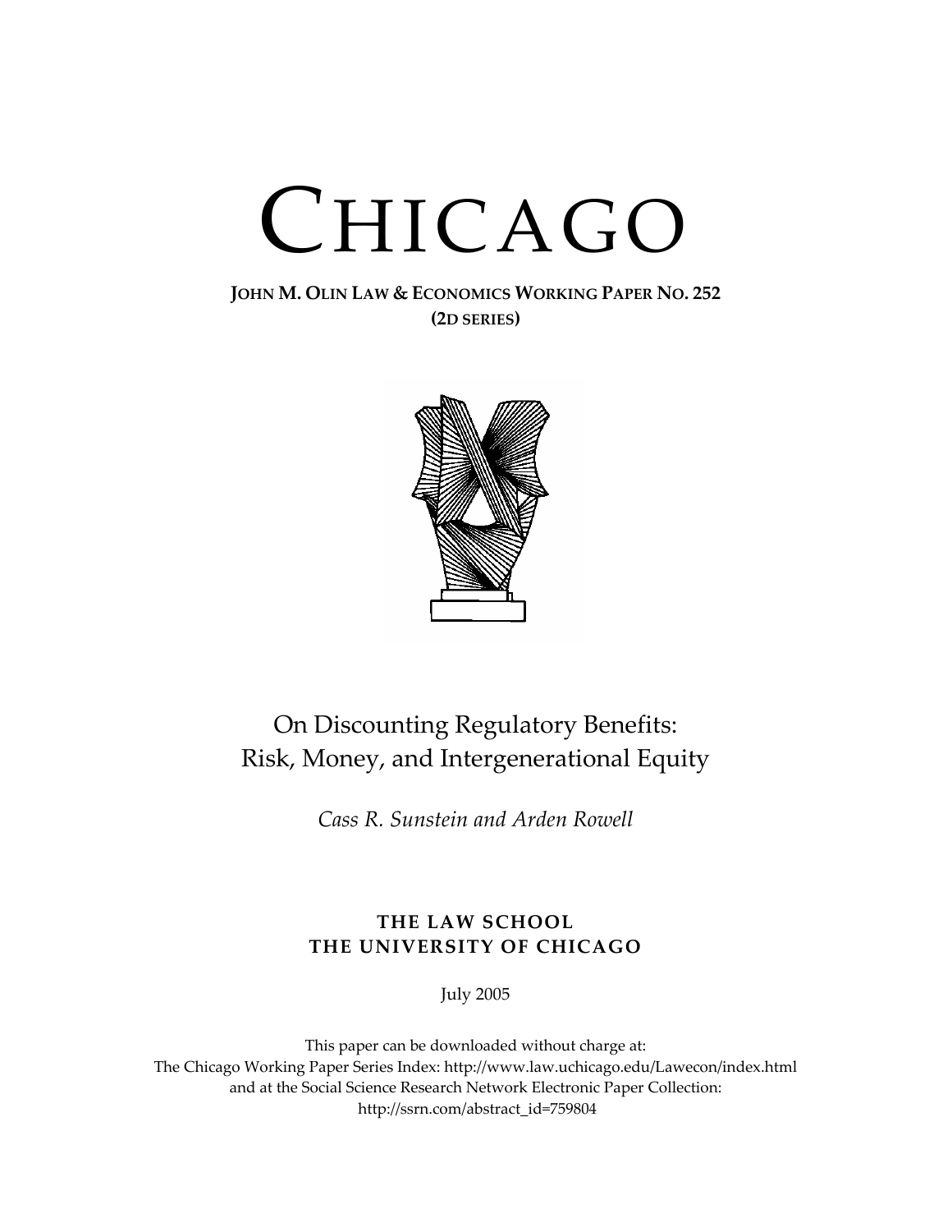# CHICAGO

**JOHN M. OLIN LAW & ECONOMICS WORKING PAPER NO. 252**
**(2D SERIES)**

## On Discounting Regulatory Benefits: Risk, Money, and Intergenerational Equity

*Cass R. Sunstein and Arden Rowell*

**THE LAW SCHOOL**
**THE UNIVERSITY OF CHICAGO**

July 2005

This paper can be downloaded without charge at:
The Chicago Working Paper Series Index: http://www.law.uchicago.edu/Lawecon/index.html
and at the Social Science Research Network Electronic Paper Collection:
http://ssrn.com/abstract_id=759804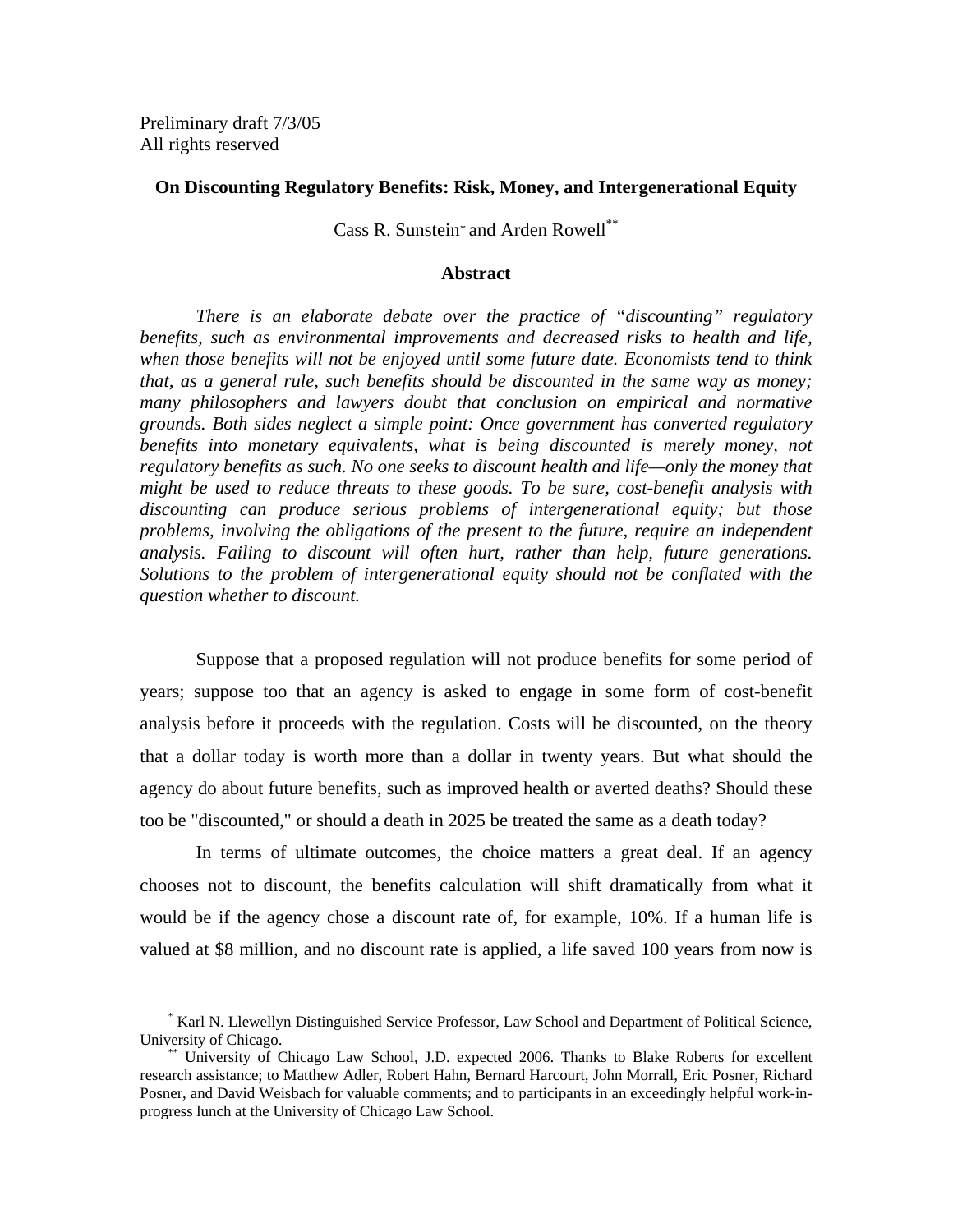Preliminary draft 7/3/05
All rights reserved

**On Discounting Regulatory Benefits: Risk, Money, and Intergenerational Equity**

Cass R. Sunstein[*] and Arden Rowell[**]

**Abstract**

*There is an elaborate debate over the practice of "discounting" regulatory benefits, such as environmental improvements and decreased risks to health and life, when those benefits will not be enjoyed until some future date. Economists tend to think that, as a general rule, such benefits should be discounted in the same way as money; many philosophers and lawyers doubt that conclusion on empirical and normative grounds. Both sides neglect a simple point: Once government has converted regulatory benefits into monetary equivalents, what is being discounted is merely money, not regulatory benefits as such. No one seeks to discount health and life—only the money that might be used to reduce threats to these goods. To be sure, cost-benefit analysis with discounting can produce serious problems of intergenerational equity; but those problems, involving the obligations of the present to the future, require an independent analysis. Failing to discount will often hurt, rather than help, future generations. Solutions to the problem of intergenerational equity should not be conflated with the question whether to discount.*

Suppose that a proposed regulation will not produce benefits for some period of years; suppose too that an agency is asked to engage in some form of cost-benefit analysis before it proceeds with the regulation. Costs will be discounted, on the theory that a dollar today is worth more than a dollar in twenty years. But what should the agency do about future benefits, such as improved health or averted deaths? Should these too be "discounted," or should a death in 2025 be treated the same as a death today?

In terms of ultimate outcomes, the choice matters a great deal. If an agency chooses not to discount, the benefits calculation will shift dramatically from what it would be if the agency chose a discount rate of, for example, 10%. If a human life is valued at $8 million, and no discount rate is applied, a life saved 100 years from now is

[*] Karl N. Llewellyn Distinguished Service Professor, Law School and Department of Political Science, University of Chicago.

[**] University of Chicago Law School, J.D. expected 2006. Thanks to Blake Roberts for excellent research assistance; to Matthew Adler, Robert Hahn, Bernard Harcourt, John Morrall, Eric Posner, Richard Posner, and David Weisbach for valuable comments; and to participants in an exceedingly helpful work-in-progress lunch at the University of Chicago Law School.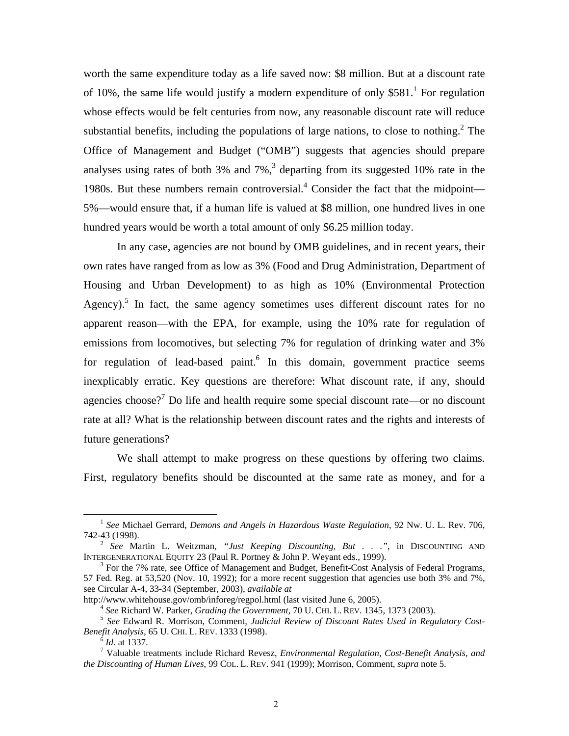worth the same expenditure today as a life saved now: $8 million. But at a discount rate of 10%, the same life would justify a modern expenditure of only $581.[1] For regulation whose effects would be felt centuries from now, any reasonable discount rate will reduce substantial benefits, including the populations of large nations, to close to nothing.[2] The Office of Management and Budget ("OMB") suggests that agencies should prepare analyses using rates of both 3% and 7%,[3] departing from its suggested 10% rate in the 1980s. But these numbers remain controversial.[4] Consider the fact that the midpoint—5%—would ensure that, if a human life is valued at $8 million, one hundred lives in one hundred years would be worth a total amount of only $6.25 million today.

In any case, agencies are not bound by OMB guidelines, and in recent years, their own rates have ranged from as low as 3% (Food and Drug Administration, Department of Housing and Urban Development) to as high as 10% (Environmental Protection Agency).[5] In fact, the same agency sometimes uses different discount rates for no apparent reason—with the EPA, for example, using the 10% rate for regulation of emissions from locomotives, but selecting 7% for regulation of drinking water and 3% for regulation of lead-based paint.[6] In this domain, government practice seems inexplicably erratic. Key questions are therefore: What discount rate, if any, should agencies choose?[7] Do life and health require some special discount rate—or no discount rate at all? What is the relationship between discount rates and the rights and interests of future generations?

We shall attempt to make progress on these questions by offering two claims. First, regulatory benefits should be discounted at the same rate as money, and for a

---

[1] *See* Michael Gerrard, *Demons and Angels in Hazardous Waste Regulation*, 92 Nw. U. L. Rev. 706, 742-43 (1998).

[2] *See* Martin L. Weitzman, *"Just Keeping Discounting, But . . ."*, in DISCOUNTING AND INTERGENERATIONAL EQUITY 23 (Paul R. Portney & John P. Weyant eds., 1999).

[3] For the 7% rate, see Office of Management and Budget, Benefit-Cost Analysis of Federal Programs, 57 Fed. Reg. at 53,520 (Nov. 10, 1992); for a more recent suggestion that agencies use both 3% and 7%, see Circular A-4, 33-34 (September, 2003), *available at* http://www.whitehouse.gov/omb/inforeg/regpol.html (last visited June 6, 2005).

[4] *See* Richard W. Parker, *Grading the Government*, 70 U. CHI. L. REV. 1345, 1373 (2003).

[5] *See* Edward R. Morrison, Comment, *Judicial Review of Discount Rates Used in Regulatory Cost-Benefit Analysis*, 65 U. CHI. L. REV. 1333 (1998).

[6] *Id.* at 1337.

[7] Valuable treatments include Richard Revesz, *Environmental Regulation, Cost-Benefit Analysis, and the Discounting of Human Lives*, 99 COL. L. REV. 941 (1999); Morrison, Comment, *supra* note 5.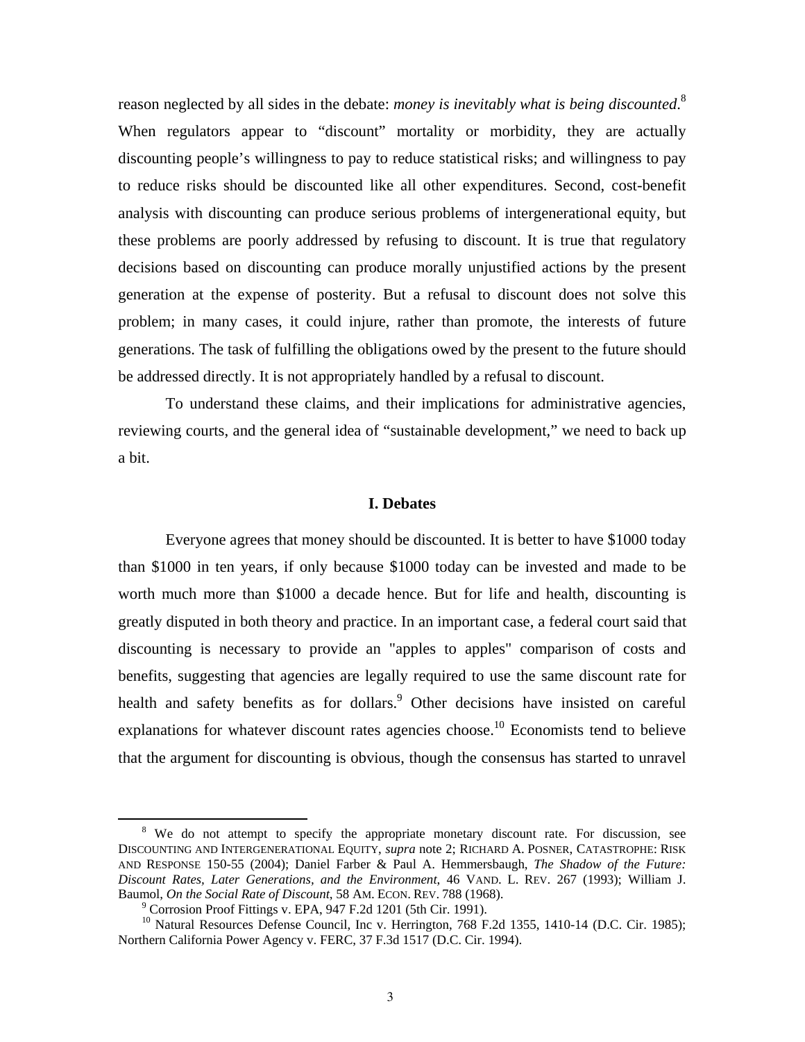reason neglected by all sides in the debate: *money is inevitably what is being discounted*.[8] When regulators appear to "discount" mortality or morbidity, they are actually discounting people's willingness to pay to reduce statistical risks; and willingness to pay to reduce risks should be discounted like all other expenditures. Second, cost-benefit analysis with discounting can produce serious problems of intergenerational equity, but these problems are poorly addressed by refusing to discount. It is true that regulatory decisions based on discounting can produce morally unjustified actions by the present generation at the expense of posterity. But a refusal to discount does not solve this problem; in many cases, it could injure, rather than promote, the interests of future generations. The task of fulfilling the obligations owed by the present to the future should be addressed directly. It is not appropriately handled by a refusal to discount.

To understand these claims, and their implications for administrative agencies, reviewing courts, and the general idea of "sustainable development," we need to back up a bit.

## I. Debates

Everyone agrees that money should be discounted. It is better to have $1000 today than $1000 in ten years, if only because $1000 today can be invested and made to be worth much more than $1000 a decade hence. But for life and health, discounting is greatly disputed in both theory and practice. In an important case, a federal court said that discounting is necessary to provide an "apples to apples" comparison of costs and benefits, suggesting that agencies are legally required to use the same discount rate for health and safety benefits as for dollars.[9] Other decisions have insisted on careful explanations for whatever discount rates agencies choose.[10] Economists tend to believe that the argument for discounting is obvious, though the consensus has started to unravel

---

[8] We do not attempt to specify the appropriate monetary discount rate. For discussion, see DISCOUNTING AND INTERGENERATIONAL EQUITY, *supra* note 2; RICHARD A. POSNER, CATASTROPHE: RISK AND RESPONSE 150-55 (2004); Daniel Farber & Paul A. Hemmersbaugh, *The Shadow of the Future: Discount Rates, Later Generations, and the Environment*, 46 VAND. L. REV. 267 (1993); William J. Baumol, *On the Social Rate of Discount*, 58 AM. ECON. REV. 788 (1968).

[9] Corrosion Proof Fittings v. EPA, 947 F.2d 1201 (5th Cir. 1991).

[10] Natural Resources Defense Council, Inc v. Herrington, 768 F.2d 1355, 1410-14 (D.C. Cir. 1985); Northern California Power Agency v. FERC, 37 F.3d 1517 (D.C. Cir. 1994).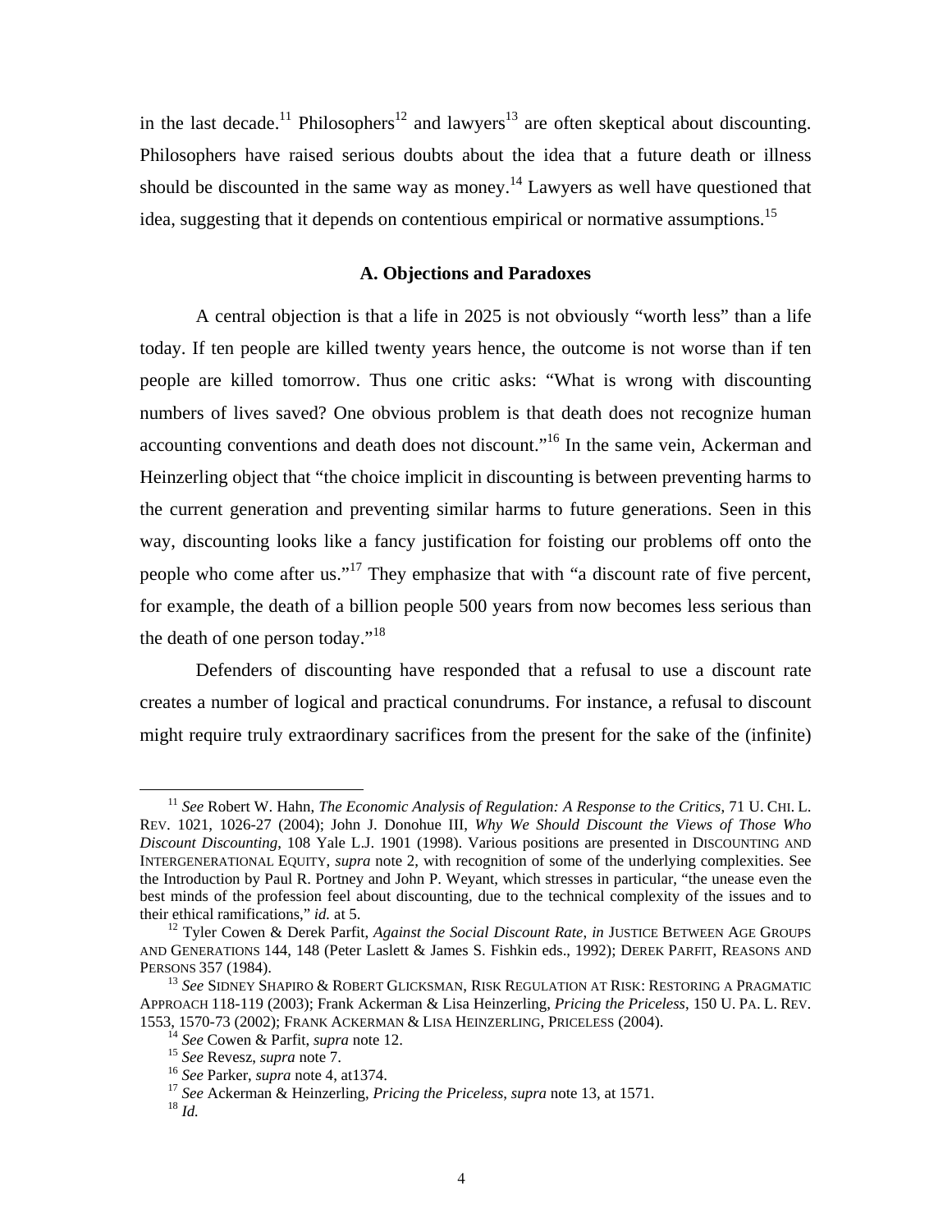in the last decade.[11] Philosophers[12] and lawyers[13] are often skeptical about discounting. Philosophers have raised serious doubts about the idea that a future death or illness should be discounted in the same way as money.[14] Lawyers as well have questioned that idea, suggesting that it depends on contentious empirical or normative assumptions.[15]

### A. Objections and Paradoxes

A central objection is that a life in 2025 is not obviously "worth less" than a life today. If ten people are killed twenty years hence, the outcome is not worse than if ten people are killed tomorrow. Thus one critic asks: "What is wrong with discounting numbers of lives saved? One obvious problem is that death does not recognize human accounting conventions and death does not discount."[16] In the same vein, Ackerman and Heinzerling object that "the choice implicit in discounting is between preventing harms to the current generation and preventing similar harms to future generations. Seen in this way, discounting looks like a fancy justification for foisting our problems off onto the people who come after us."[17] They emphasize that with "a discount rate of five percent, for example, the death of a billion people 500 years from now becomes less serious than the death of one person today."[18]

Defenders of discounting have responded that a refusal to use a discount rate creates a number of logical and practical conundrums. For instance, a refusal to discount might require truly extraordinary sacrifices from the present for the sake of the (infinite)

---

[11] *See* Robert W. Hahn, *The Economic Analysis of Regulation: A Response to the Critics*, 71 U. CHI. L. REV. 1021, 1026-27 (2004); John J. Donohue III, *Why We Should Discount the Views of Those Who Discount Discounting*, 108 Yale L.J. 1901 (1998). Various positions are presented in DISCOUNTING AND INTERGENERATIONAL EQUITY, *supra* note 2, with recognition of some of the underlying complexities. See the Introduction by Paul R. Portney and John P. Weyant, which stresses in particular, "the unease even the best minds of the profession feel about discounting, due to the technical complexity of the issues and to their ethical ramifications," *id.* at 5.

[12] Tyler Cowen & Derek Parfit, *Against the Social Discount Rate*, *in* JUSTICE BETWEEN AGE GROUPS AND GENERATIONS 144, 148 (Peter Laslett & James S. Fishkin eds., 1992); DEREK PARFIT, REASONS AND PERSONS 357 (1984).

[13] *See* SIDNEY SHAPIRO & ROBERT GLICKSMAN, RISK REGULATION AT RISK: RESTORING A PRAGMATIC APPROACH 118-119 (2003); Frank Ackerman & Lisa Heinzerling, *Pricing the Priceless*, 150 U. PA. L. REV. 1553, 1570-73 (2002); FRANK ACKERMAN & LISA HEINZERLING, PRICELESS (2004).

[14] *See* Cowen & Parfit, *supra* note 12.

[15] *See* Revesz, *supra* note 7.

[16] *See* Parker, *supra* note 4, at1374.

[17] *See* Ackerman & Heinzerling, *Pricing the Priceless*, *supra* note 13, at 1571.

[18] *Id.*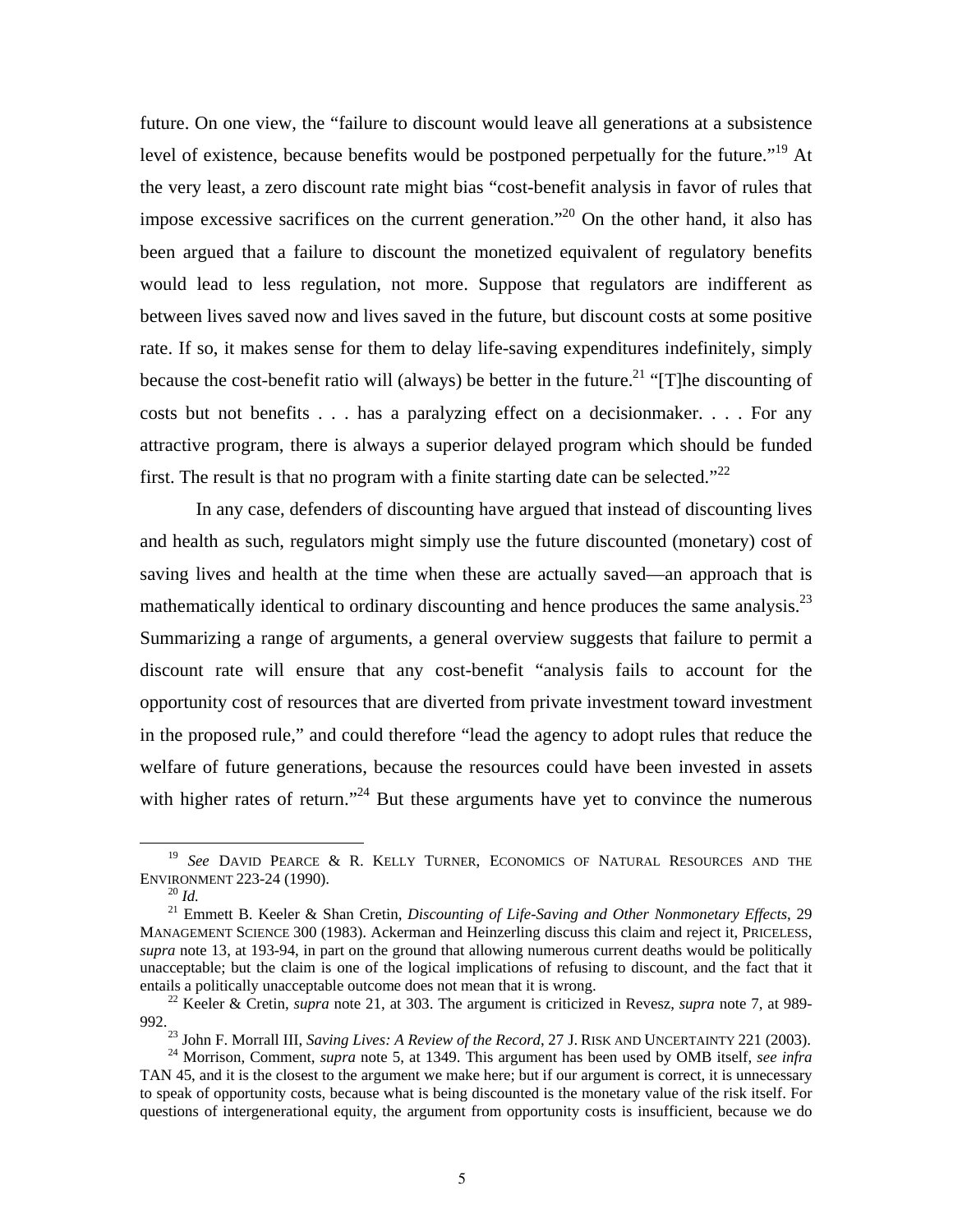future. On one view, the "failure to discount would leave all generations at a subsistence level of existence, because benefits would be postponed perpetually for the future."[19] At the very least, a zero discount rate might bias "cost-benefit analysis in favor of rules that impose excessive sacrifices on the current generation."[20] On the other hand, it also has been argued that a failure to discount the monetized equivalent of regulatory benefits would lead to less regulation, not more. Suppose that regulators are indifferent as between lives saved now and lives saved in the future, but discount costs at some positive rate. If so, it makes sense for them to delay life-saving expenditures indefinitely, simply because the cost-benefit ratio will (always) be better in the future.[21] "[T]he discounting of costs but not benefits . . . has a paralyzing effect on a decisionmaker. . . . For any attractive program, there is always a superior delayed program which should be funded first. The result is that no program with a finite starting date can be selected."[22]

In any case, defenders of discounting have argued that instead of discounting lives and health as such, regulators might simply use the future discounted (monetary) cost of saving lives and health at the time when these are actually saved—an approach that is mathematically identical to ordinary discounting and hence produces the same analysis.[23] Summarizing a range of arguments, a general overview suggests that failure to permit a discount rate will ensure that any cost-benefit "analysis fails to account for the opportunity cost of resources that are diverted from private investment toward investment in the proposed rule," and could therefore "lead the agency to adopt rules that reduce the welfare of future generations, because the resources could have been invested in assets with higher rates of return."[24] But these arguments have yet to convince the numerous

---

[19] *See* DAVID PEARCE & R. KELLY TURNER, ECONOMICS OF NATURAL RESOURCES AND THE ENVIRONMENT 223-24 (1990).

[20] *Id.*

[21] Emmett B. Keeler & Shan Cretin, *Discounting of Life-Saving and Other Nonmonetary Effects*, 29 MANAGEMENT SCIENCE 300 (1983). Ackerman and Heinzerling discuss this claim and reject it, PRICELESS, *supra* note 13, at 193-94, in part on the ground that allowing numerous current deaths would be politically unacceptable; but the claim is one of the logical implications of refusing to discount, and the fact that it entails a politically unacceptable outcome does not mean that it is wrong.

[22] Keeler & Cretin, *supra* note 21, at 303. The argument is criticized in Revesz, *supra* note 7, at 989-992.

[23] John F. Morrall III, *Saving Lives: A Review of the Record*, 27 J. RISK AND UNCERTAINTY 221 (2003).

[24] Morrison, Comment, *supra* note 5, at 1349. This argument has been used by OMB itself, *see infra* TAN 45, and it is the closest to the argument we make here; but if our argument is correct, it is unnecessary to speak of opportunity costs, because what is being discounted is the monetary value of the risk itself. For questions of intergenerational equity, the argument from opportunity costs is insufficient, because we do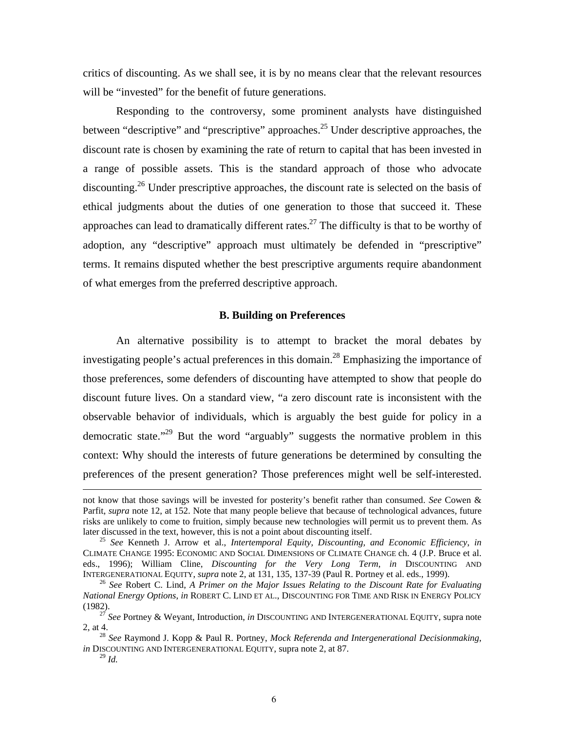critics of discounting. As we shall see, it is by no means clear that the relevant resources will be "invested" for the benefit of future generations.

Responding to the controversy, some prominent analysts have distinguished between "descriptive" and "prescriptive" approaches.[25] Under descriptive approaches, the discount rate is chosen by examining the rate of return to capital that has been invested in a range of possible assets. This is the standard approach of those who advocate discounting.[26] Under prescriptive approaches, the discount rate is selected on the basis of ethical judgments about the duties of one generation to those that succeed it. These approaches can lead to dramatically different rates.[27] The difficulty is that to be worthy of adoption, any "descriptive" approach must ultimately be defended in "prescriptive" terms. It remains disputed whether the best prescriptive arguments require abandonment of what emerges from the preferred descriptive approach.

### B. Building on Preferences

An alternative possibility is to attempt to bracket the moral debates by investigating people's actual preferences in this domain.[28] Emphasizing the importance of those preferences, some defenders of discounting have attempted to show that people do discount future lives. On a standard view, "a zero discount rate is inconsistent with the observable behavior of individuals, which is arguably the best guide for policy in a democratic state."[29] But the word "arguably" suggests the normative problem in this context: Why should the interests of future generations be determined by consulting the preferences of the present generation? Those preferences might well be self-interested.

---

not know that those savings will be invested for posterity's benefit rather than consumed. *See* Cowen & Parfit, *supra* note 12, at 152. Note that many people believe that because of technological advances, future risks are unlikely to come to fruition, simply because new technologies will permit us to prevent them. As later discussed in the text, however, this is not a point about discounting itself.

[25] *See* Kenneth J. Arrow et al., *Intertemporal Equity, Discounting, and Economic Efficiency*, *in* CLIMATE CHANGE 1995: ECONOMIC AND SOCIAL DIMENSIONS OF CLIMATE CHANGE ch. 4 (J.P. Bruce et al. eds., 1996); William Cline, *Discounting for the Very Long Term*, *in* DISCOUNTING AND INTERGENERATIONAL EQUITY, *supra* note 2, at 131, 135, 137-39 (Paul R. Portney et al. eds., 1999).

[26] *See* Robert C. Lind, *A Primer on the Major Issues Relating to the Discount Rate for Evaluating National Energy Options*, *in* ROBERT C. LIND ET AL., DISCOUNTING FOR TIME AND RISK IN ENERGY POLICY (1982).

[27] *See* Portney & Weyant, Introduction, *in* DISCOUNTING AND INTERGENERATIONAL EQUITY, supra note 2, at 4.

[28] *See* Raymond J. Kopp & Paul R. Portney, *Mock Referenda and Intergenerational Decisionmaking*, *in* DISCOUNTING AND INTERGENERATIONAL EQUITY, supra note 2, at 87.

[29] *Id.*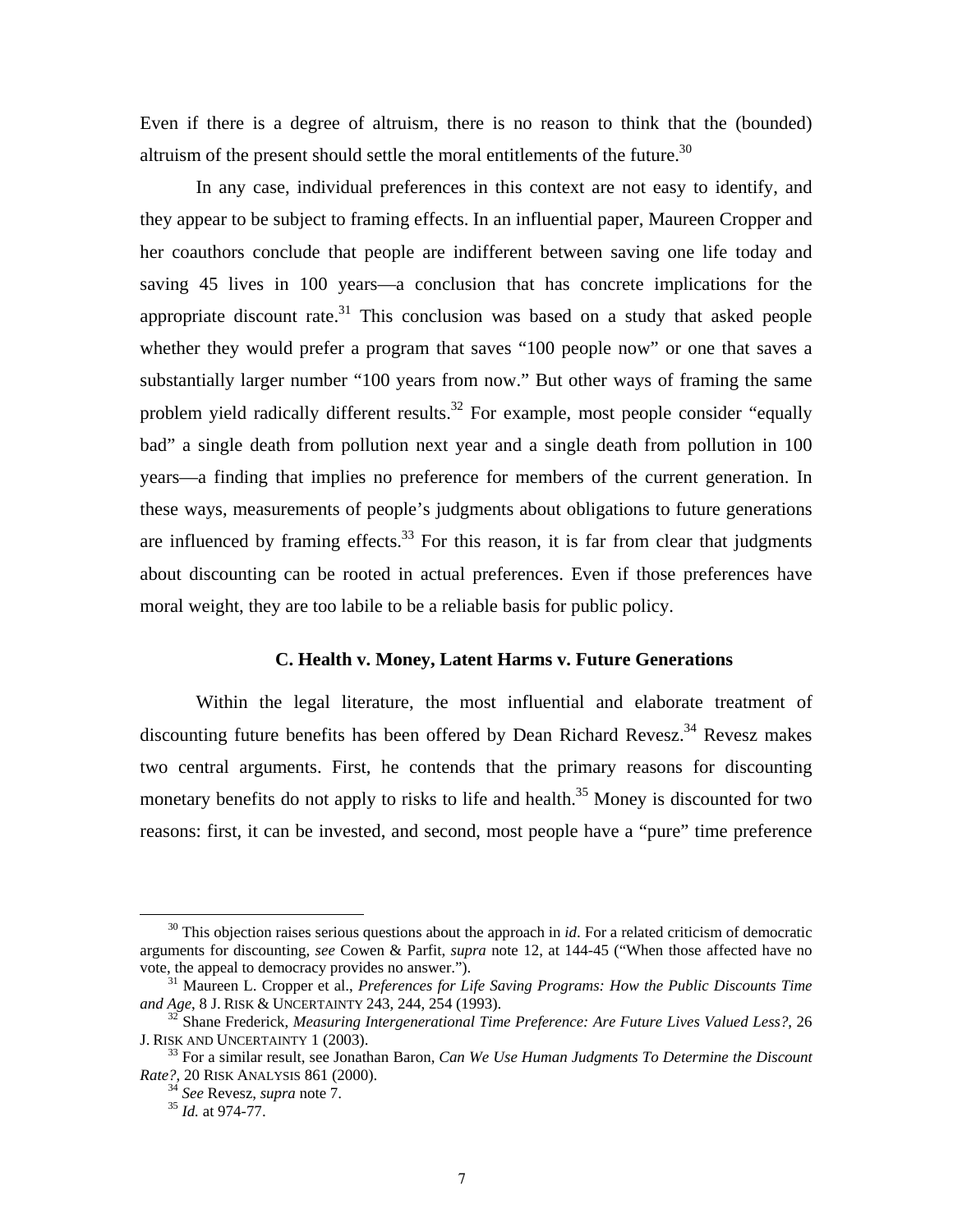Even if there is a degree of altruism, there is no reason to think that the (bounded) altruism of the present should settle the moral entitlements of the future.[30]

In any case, individual preferences in this context are not easy to identify, and they appear to be subject to framing effects. In an influential paper, Maureen Cropper and her coauthors conclude that people are indifferent between saving one life today and saving 45 lives in 100 years—a conclusion that has concrete implications for the appropriate discount rate.[31] This conclusion was based on a study that asked people whether they would prefer a program that saves "100 people now" or one that saves a substantially larger number "100 years from now." But other ways of framing the same problem yield radically different results.[32] For example, most people consider "equally bad" a single death from pollution next year and a single death from pollution in 100 years—a finding that implies no preference for members of the current generation. In these ways, measurements of people's judgments about obligations to future generations are influenced by framing effects.[33] For this reason, it is far from clear that judgments about discounting can be rooted in actual preferences. Even if those preferences have moral weight, they are too labile to be a reliable basis for public policy.

### C. Health v. Money, Latent Harms v. Future Generations

Within the legal literature, the most influential and elaborate treatment of discounting future benefits has been offered by Dean Richard Revesz.[34] Revesz makes two central arguments. First, he contends that the primary reasons for discounting monetary benefits do not apply to risks to life and health.[35] Money is discounted for two reasons: first, it can be invested, and second, most people have a "pure" time preference

---

[30] This objection raises serious questions about the approach in *id*. For a related criticism of democratic arguments for discounting, *see* Cowen & Parfit, *supra* note 12, at 144-45 ("When those affected have no vote, the appeal to democracy provides no answer.").

[31] Maureen L. Cropper et al., *Preferences for Life Saving Programs: How the Public Discounts Time and Age*, 8 J. RISK & UNCERTAINTY 243, 244, 254 (1993).

[32] Shane Frederick, *Measuring Intergenerational Time Preference: Are Future Lives Valued Less?*, 26 J. RISK AND UNCERTAINTY 1 (2003).

[33] For a similar result, see Jonathan Baron, *Can We Use Human Judgments To Determine the Discount Rate?*, 20 RISK ANALYSIS 861 (2000).

[34] *See* Revesz, *supra* note 7.

[35] *Id.* at 974-77.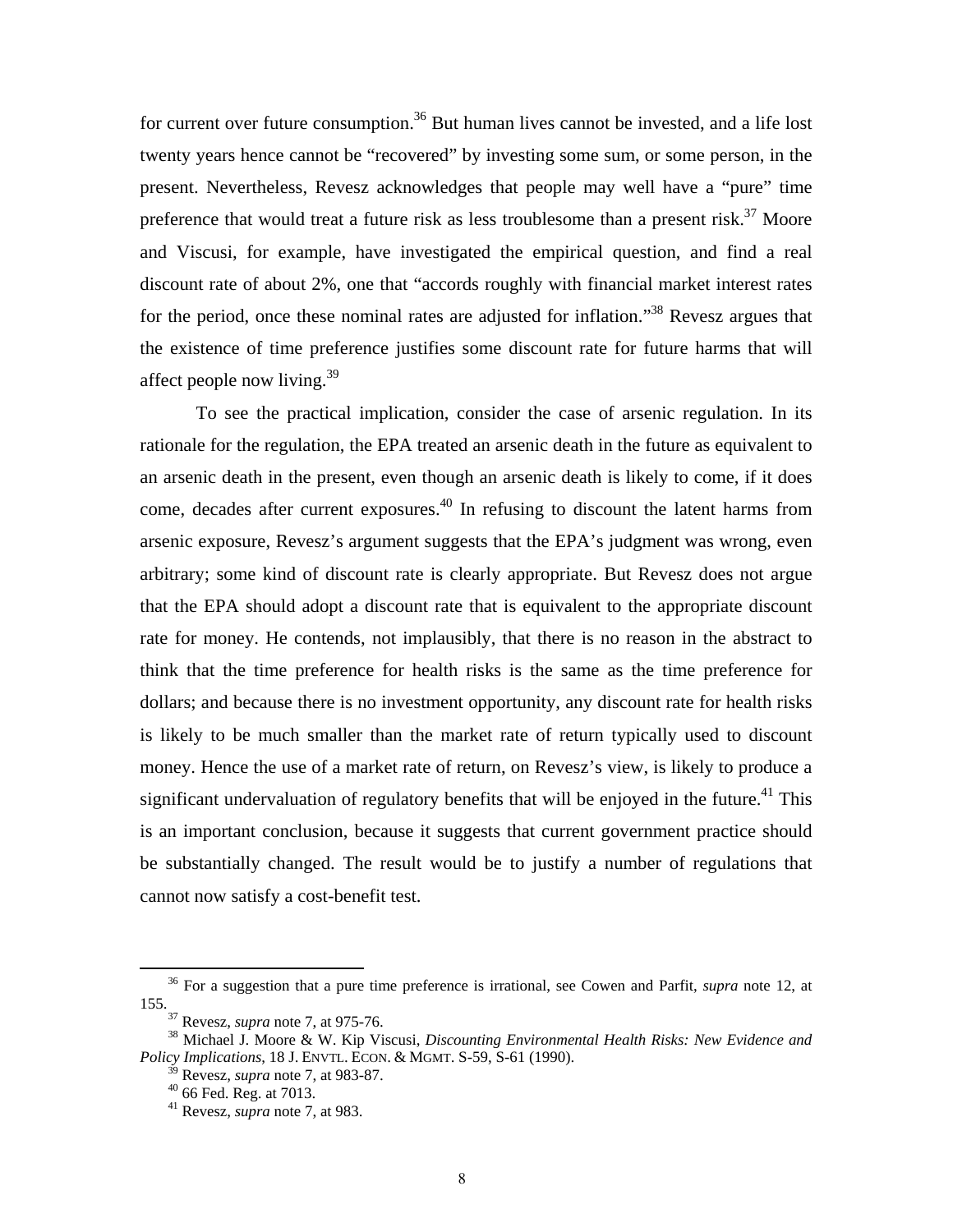for current over future consumption.[36] But human lives cannot be invested, and a life lost twenty years hence cannot be "recovered" by investing some sum, or some person, in the present. Nevertheless, Revesz acknowledges that people may well have a "pure" time preference that would treat a future risk as less troublesome than a present risk.[37] Moore and Viscusi, for example, have investigated the empirical question, and find a real discount rate of about 2%, one that "accords roughly with financial market interest rates for the period, once these nominal rates are adjusted for inflation."[38] Revesz argues that the existence of time preference justifies some discount rate for future harms that will affect people now living.[39]

To see the practical implication, consider the case of arsenic regulation. In its rationale for the regulation, the EPA treated an arsenic death in the future as equivalent to an arsenic death in the present, even though an arsenic death is likely to come, if it does come, decades after current exposures.[40] In refusing to discount the latent harms from arsenic exposure, Revesz's argument suggests that the EPA's judgment was wrong, even arbitrary; some kind of discount rate is clearly appropriate. But Revesz does not argue that the EPA should adopt a discount rate that is equivalent to the appropriate discount rate for money. He contends, not implausibly, that there is no reason in the abstract to think that the time preference for health risks is the same as the time preference for dollars; and because there is no investment opportunity, any discount rate for health risks is likely to be much smaller than the market rate of return typically used to discount money. Hence the use of a market rate of return, on Revesz's view, is likely to produce a significant undervaluation of regulatory benefits that will be enjoyed in the future.[41] This is an important conclusion, because it suggests that current government practice should be substantially changed. The result would be to justify a number of regulations that cannot now satisfy a cost-benefit test.

---

[36] For a suggestion that a pure time preference is irrational, see Cowen and Parfit, *supra* note 12, at 155.

[37] Revesz, *supra* note 7, at 975-76.

[38] Michael J. Moore & W. Kip Viscusi, *Discounting Environmental Health Risks: New Evidence and Policy Implications*, 18 J. ENVTL. ECON. & MGMT. S-59, S-61 (1990).

[39] Revesz, *supra* note 7, at 983-87.

[40] 66 Fed. Reg. at 7013.

[41] Revesz, *supra* note 7, at 983.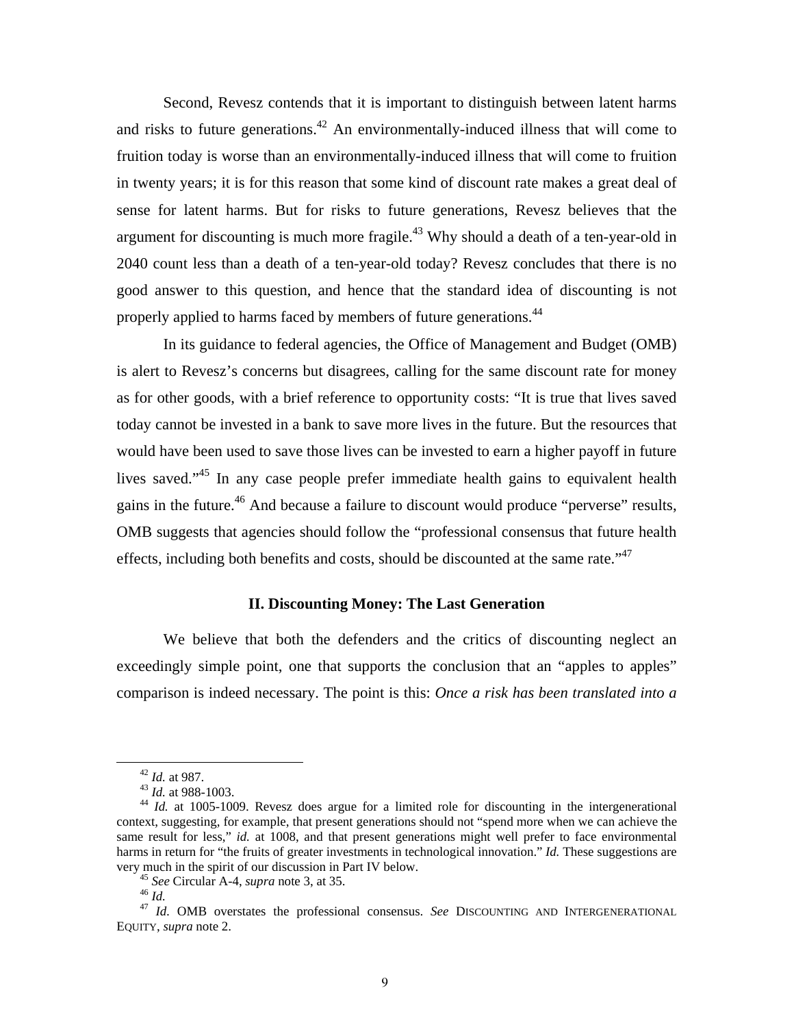Second, Revesz contends that it is important to distinguish between latent harms and risks to future generations.[42] An environmentally-induced illness that will come to fruition today is worse than an environmentally-induced illness that will come to fruition in twenty years; it is for this reason that some kind of discount rate makes a great deal of sense for latent harms. But for risks to future generations, Revesz believes that the argument for discounting is much more fragile.[43] Why should a death of a ten-year-old in 2040 count less than a death of a ten-year-old today? Revesz concludes that there is no good answer to this question, and hence that the standard idea of discounting is not properly applied to harms faced by members of future generations.[44]

In its guidance to federal agencies, the Office of Management and Budget (OMB) is alert to Revesz's concerns but disagrees, calling for the same discount rate for money as for other goods, with a brief reference to opportunity costs: "It is true that lives saved today cannot be invested in a bank to save more lives in the future. But the resources that would have been used to save those lives can be invested to earn a higher payoff in future lives saved."[45] In any case people prefer immediate health gains to equivalent health gains in the future.[46] And because a failure to discount would produce "perverse" results, OMB suggests that agencies should follow the "professional consensus that future health effects, including both benefits and costs, should be discounted at the same rate."[47]

## II. Discounting Money: The Last Generation

We believe that both the defenders and the critics of discounting neglect an exceedingly simple point, one that supports the conclusion that an "apples to apples" comparison is indeed necessary. The point is this: *Once a risk has been translated into a*

---

[42] *Id.* at 987.

[43] *Id.* at 988-1003.

[44] *Id.* at 1005-1009. Revesz does argue for a limited role for discounting in the intergenerational context, suggesting, for example, that present generations should not "spend more when we can achieve the same result for less," *id.* at 1008, and that present generations might well prefer to face environmental harms in return for "the fruits of greater investments in technological innovation." *Id.* These suggestions are very much in the spirit of our discussion in Part IV below.

[45] *See* Circular A-4, *supra* note 3, at 35.

[46] *Id.*

[47] *Id.* OMB overstates the professional consensus. *See* DISCOUNTING AND INTERGENERATIONAL EQUITY, *supra* note 2.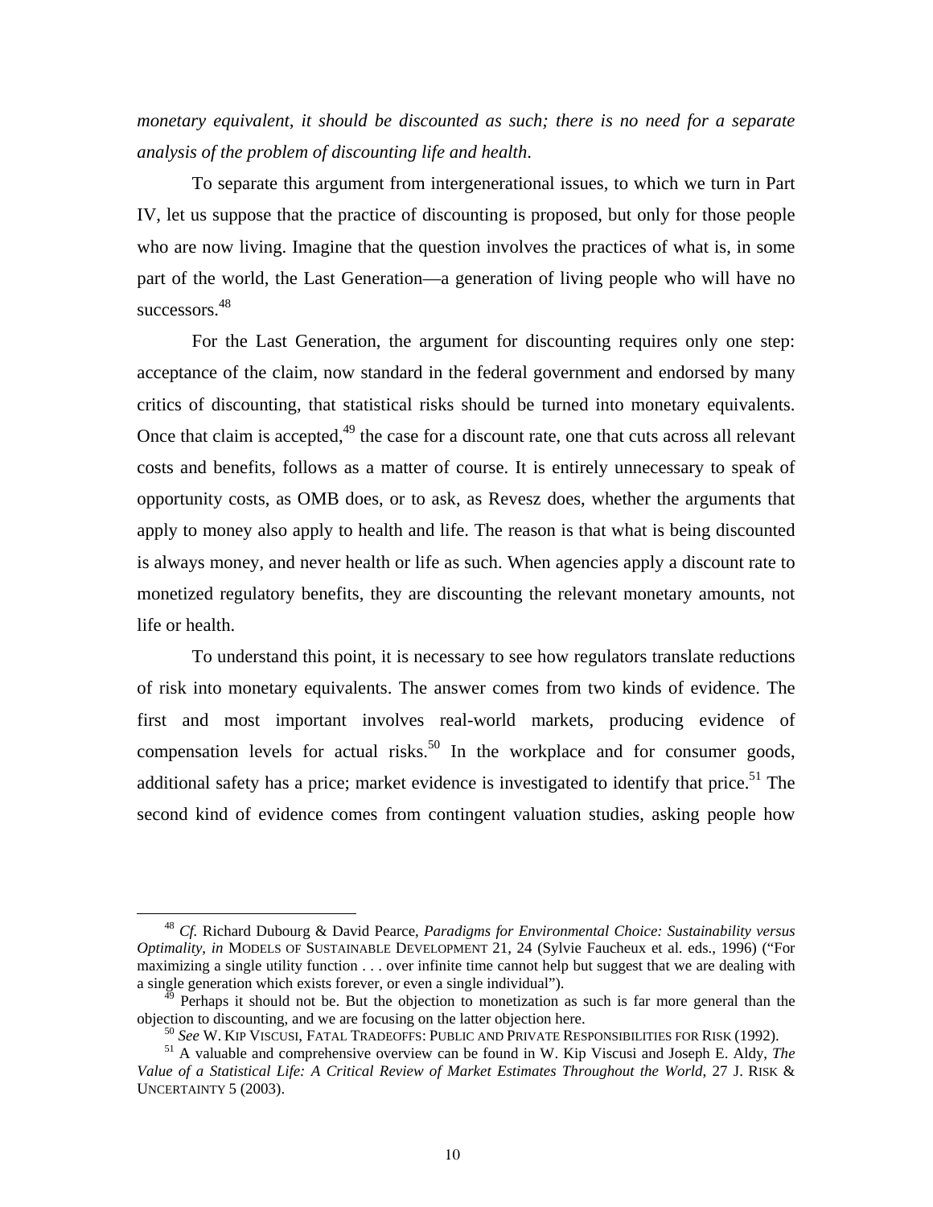*monetary equivalent, it should be discounted as such; there is no need for a separate analysis of the problem of discounting life and health*.

To separate this argument from intergenerational issues, to which we turn in Part IV, let us suppose that the practice of discounting is proposed, but only for those people who are now living. Imagine that the question involves the practices of what is, in some part of the world, the Last Generation—a generation of living people who will have no successors.[48]

For the Last Generation, the argument for discounting requires only one step: acceptance of the claim, now standard in the federal government and endorsed by many critics of discounting, that statistical risks should be turned into monetary equivalents. Once that claim is accepted,[49] the case for a discount rate, one that cuts across all relevant costs and benefits, follows as a matter of course. It is entirely unnecessary to speak of opportunity costs, as OMB does, or to ask, as Revesz does, whether the arguments that apply to money also apply to health and life. The reason is that what is being discounted is always money, and never health or life as such. When agencies apply a discount rate to monetized regulatory benefits, they are discounting the relevant monetary amounts, not life or health.

To understand this point, it is necessary to see how regulators translate reductions of risk into monetary equivalents. The answer comes from two kinds of evidence. The first and most important involves real-world markets, producing evidence of compensation levels for actual risks.[50] In the workplace and for consumer goods, additional safety has a price; market evidence is investigated to identify that price.[51] The second kind of evidence comes from contingent valuation studies, asking people how

---

[48] *Cf.* Richard Dubourg & David Pearce, *Paradigms for Environmental Choice: Sustainability versus Optimality*, *in* MODELS OF SUSTAINABLE DEVELOPMENT 21, 24 (Sylvie Faucheux et al. eds., 1996) ("For maximizing a single utility function . . . over infinite time cannot help but suggest that we are dealing with a single generation which exists forever, or even a single individual").

[49] Perhaps it should not be. But the objection to monetization as such is far more general than the objection to discounting, and we are focusing on the latter objection here.

[50] *See* W. KIP VISCUSI, FATAL TRADEOFFS: PUBLIC AND PRIVATE RESPONSIBILITIES FOR RISK (1992).

[51] A valuable and comprehensive overview can be found in W. Kip Viscusi and Joseph E. Aldy, *The Value of a Statistical Life: A Critical Review of Market Estimates Throughout the World*, 27 J. RISK & UNCERTAINTY 5 (2003).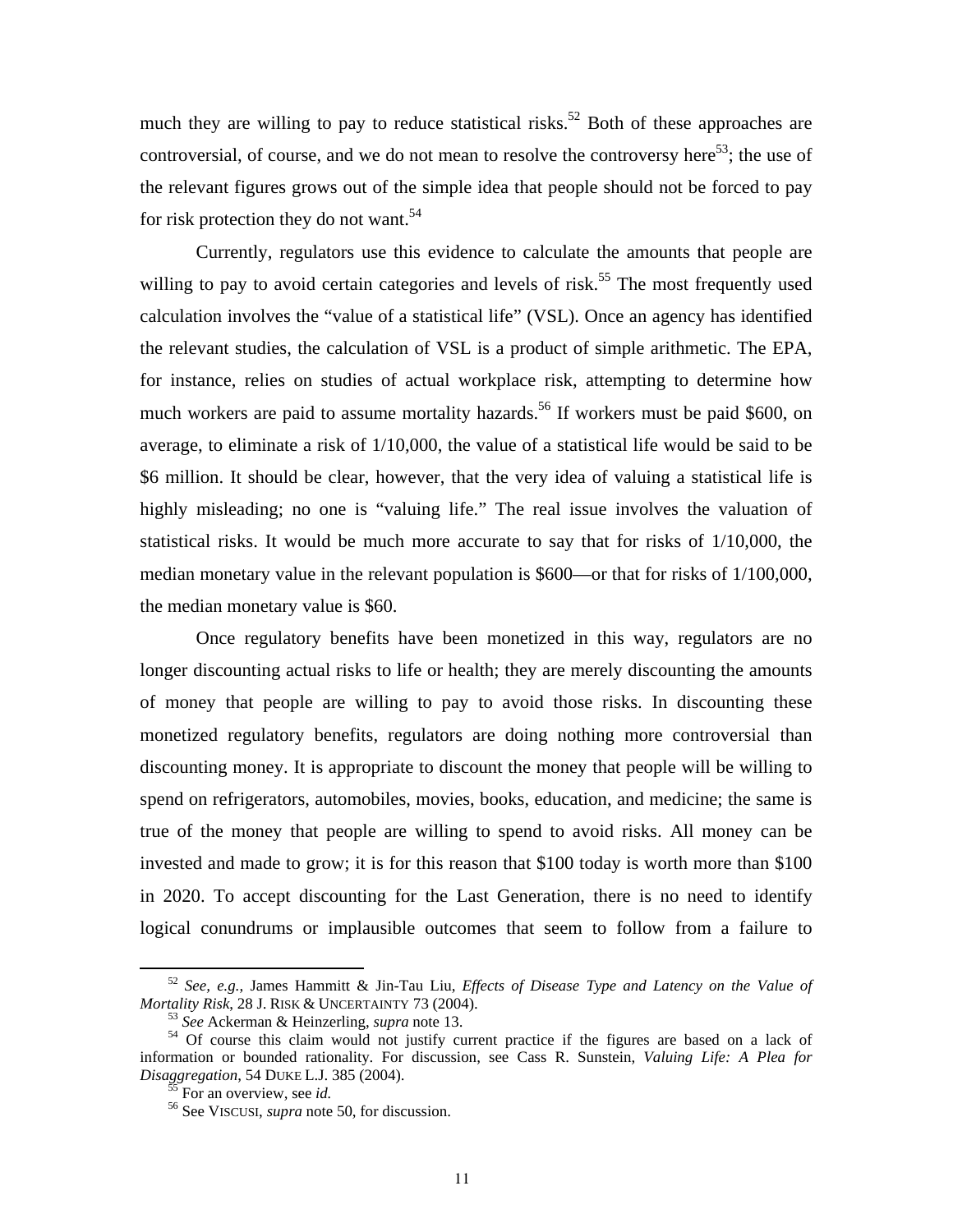much they are willing to pay to reduce statistical risks.[52] Both of these approaches are controversial, of course, and we do not mean to resolve the controversy here[53]; the use of the relevant figures grows out of the simple idea that people should not be forced to pay for risk protection they do not want.[54]

Currently, regulators use this evidence to calculate the amounts that people are willing to pay to avoid certain categories and levels of risk.[55] The most frequently used calculation involves the "value of a statistical life" (VSL). Once an agency has identified the relevant studies, the calculation of VSL is a product of simple arithmetic. The EPA, for instance, relies on studies of actual workplace risk, attempting to determine how much workers are paid to assume mortality hazards.[56] If workers must be paid $600, on average, to eliminate a risk of 1/10,000, the value of a statistical life would be said to be $6 million. It should be clear, however, that the very idea of valuing a statistical life is highly misleading; no one is "valuing life." The real issue involves the valuation of statistical risks. It would be much more accurate to say that for risks of 1/10,000, the median monetary value in the relevant population is $600—or that for risks of 1/100,000, the median monetary value is $60.

Once regulatory benefits have been monetized in this way, regulators are no longer discounting actual risks to life or health; they are merely discounting the amounts of money that people are willing to pay to avoid those risks. In discounting these monetized regulatory benefits, regulators are doing nothing more controversial than discounting money. It is appropriate to discount the money that people will be willing to spend on refrigerators, automobiles, movies, books, education, and medicine; the same is true of the money that people are willing to spend to avoid risks. All money can be invested and made to grow; it is for this reason that $100 today is worth more than $100 in 2020. To accept discounting for the Last Generation, there is no need to identify logical conundrums or implausible outcomes that seem to follow from a failure to

---

[52] *See, e.g.*, James Hammitt & Jin-Tau Liu, *Effects of Disease Type and Latency on the Value of Mortality Risk*, 28 J. RISK & UNCERTAINTY 73 (2004).

[53] *See* Ackerman & Heinzerling, *supra* note 13.

[54] Of course this claim would not justify current practice if the figures are based on a lack of information or bounded rationality. For discussion, see Cass R. Sunstein, *Valuing Life: A Plea for Disaggregation*, 54 DUKE L.J. 385 (2004).

[55] For an overview, see *id.*

[56] See VISCUSI, *supra* note 50, for discussion.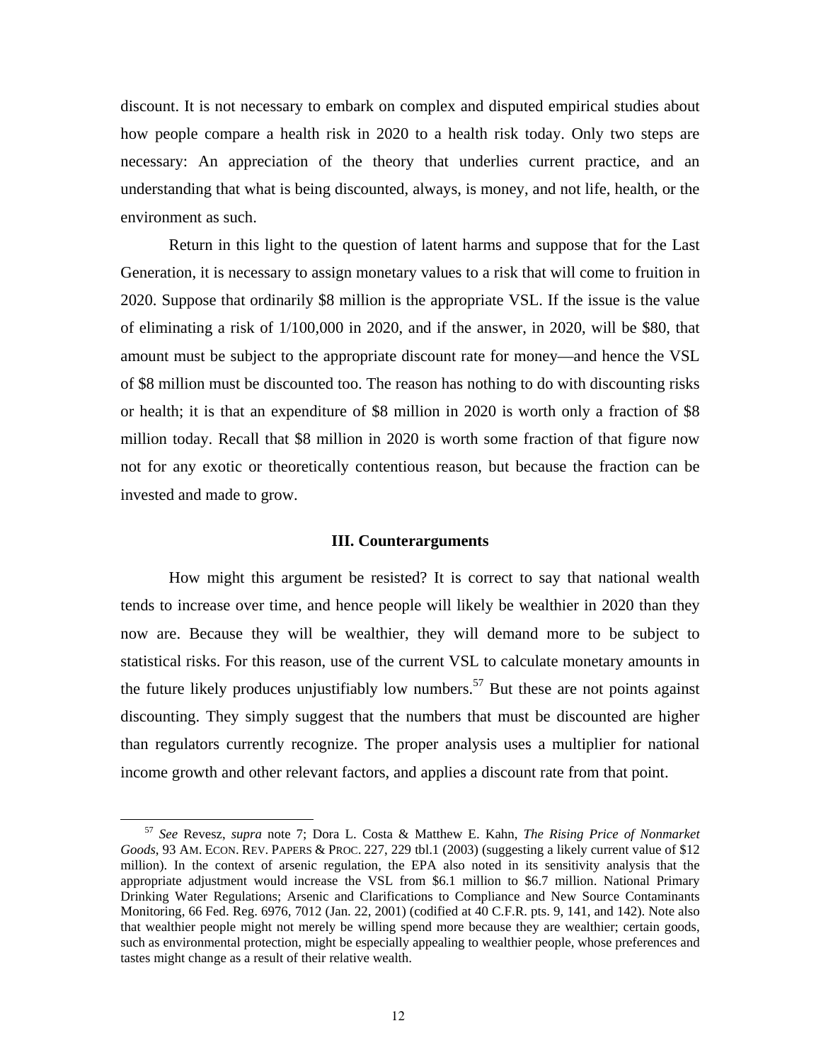discount. It is not necessary to embark on complex and disputed empirical studies about how people compare a health risk in 2020 to a health risk today. Only two steps are necessary: An appreciation of the theory that underlies current practice, and an understanding that what is being discounted, always, is money, and not life, health, or the environment as such.

Return in this light to the question of latent harms and suppose that for the Last Generation, it is necessary to assign monetary values to a risk that will come to fruition in 2020. Suppose that ordinarily \$8 million is the appropriate VSL. If the issue is the value of eliminating a risk of 1/100,000 in 2020, and if the answer, in 2020, will be \$80, that amount must be subject to the appropriate discount rate for money—and hence the VSL of \$8 million must be discounted too. The reason has nothing to do with discounting risks or health; it is that an expenditure of \$8 million in 2020 is worth only a fraction of \$8 million today. Recall that \$8 million in 2020 is worth some fraction of that figure now not for any exotic or theoretically contentious reason, but because the fraction can be invested and made to grow.

### III. Counterarguments

How might this argument be resisted? It is correct to say that national wealth tends to increase over time, and hence people will likely be wealthier in 2020 than they now are. Because they will be wealthier, they will demand more to be subject to statistical risks. For this reason, use of the current VSL to calculate monetary amounts in the future likely produces unjustifiably low numbers.[57] But these are not points against discounting. They simply suggest that the numbers that must be discounted are higher than regulators currently recognize. The proper analysis uses a multiplier for national income growth and other relevant factors, and applies a discount rate from that point.

---

[57] *See* Revesz, *supra* note 7; Dora L. Costa & Matthew E. Kahn, *The Rising Price of Nonmarket Goods*, 93 AM. ECON. REV. PAPERS & PROC. 227, 229 tbl.1 (2003) (suggesting a likely current value of \$12 million). In the context of arsenic regulation, the EPA also noted in its sensitivity analysis that the appropriate adjustment would increase the VSL from \$6.1 million to \$6.7 million. National Primary Drinking Water Regulations; Arsenic and Clarifications to Compliance and New Source Contaminants Monitoring, 66 Fed. Reg. 6976, 7012 (Jan. 22, 2001) (codified at 40 C.F.R. pts. 9, 141, and 142). Note also that wealthier people might not merely be willing spend more because they are wealthier; certain goods, such as environmental protection, might be especially appealing to wealthier people, whose preferences and tastes might change as a result of their relative wealth.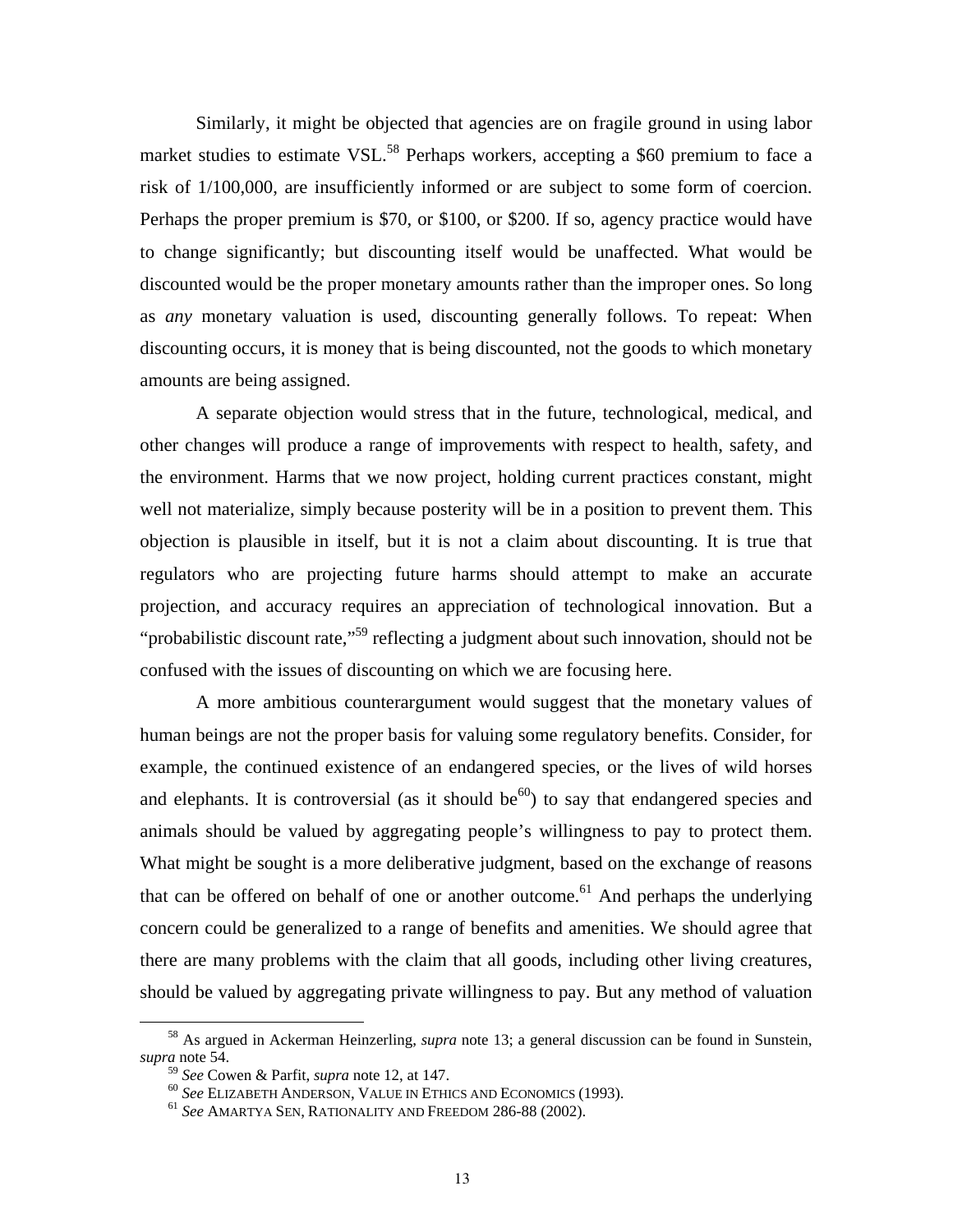Similarly, it might be objected that agencies are on fragile ground in using labor market studies to estimate VSL.[58] Perhaps workers, accepting a $60 premium to face a risk of 1/100,000, are insufficiently informed or are subject to some form of coercion. Perhaps the proper premium is $70, or $100, or $200. If so, agency practice would have to change significantly; but discounting itself would be unaffected. What would be discounted would be the proper monetary amounts rather than the improper ones. So long as *any* monetary valuation is used, discounting generally follows. To repeat: When discounting occurs, it is money that is being discounted, not the goods to which monetary amounts are being assigned.

A separate objection would stress that in the future, technological, medical, and other changes will produce a range of improvements with respect to health, safety, and the environment. Harms that we now project, holding current practices constant, might well not materialize, simply because posterity will be in a position to prevent them. This objection is plausible in itself, but it is not a claim about discounting. It is true that regulators who are projecting future harms should attempt to make an accurate projection, and accuracy requires an appreciation of technological innovation. But a "probabilistic discount rate,"[59] reflecting a judgment about such innovation, should not be confused with the issues of discounting on which we are focusing here.

A more ambitious counterargument would suggest that the monetary values of human beings are not the proper basis for valuing some regulatory benefits. Consider, for example, the continued existence of an endangered species, or the lives of wild horses and elephants. It is controversial (as it should be[60]) to say that endangered species and animals should be valued by aggregating people's willingness to pay to protect them. What might be sought is a more deliberative judgment, based on the exchange of reasons that can be offered on behalf of one or another outcome.[61] And perhaps the underlying concern could be generalized to a range of benefits and amenities. We should agree that there are many problems with the claim that all goods, including other living creatures, should be valued by aggregating private willingness to pay. But any method of valuation

---

[58] As argued in Ackerman Heinzerling, *supra* note 13; a general discussion can be found in Sunstein, *supra* note 54.

[59] *See* Cowen & Parfit, *supra* note 12, at 147.

[60] *See* ELIZABETH ANDERSON, VALUE IN ETHICS AND ECONOMICS (1993).

[61] *See* AMARTYA SEN, RATIONALITY AND FREEDOM 286-88 (2002).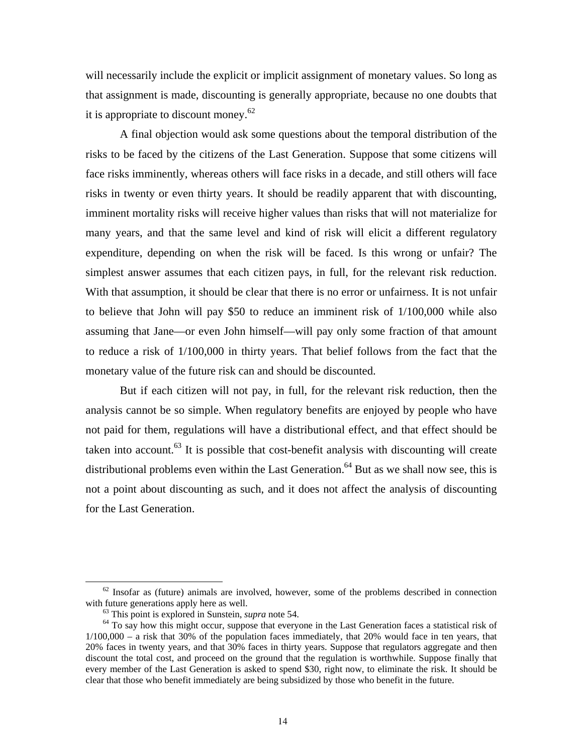will necessarily include the explicit or implicit assignment of monetary values. So long as that assignment is made, discounting is generally appropriate, because no one doubts that it is appropriate to discount money.[62]

A final objection would ask some questions about the temporal distribution of the risks to be faced by the citizens of the Last Generation. Suppose that some citizens will face risks imminently, whereas others will face risks in a decade, and still others will face risks in twenty or even thirty years. It should be readily apparent that with discounting, imminent mortality risks will receive higher values than risks that will not materialize for many years, and that the same level and kind of risk will elicit a different regulatory expenditure, depending on when the risk will be faced. Is this wrong or unfair? The simplest answer assumes that each citizen pays, in full, for the relevant risk reduction. With that assumption, it should be clear that there is no error or unfairness. It is not unfair to believe that John will pay \$50 to reduce an imminent risk of 1/100,000 while also assuming that Jane—or even John himself—will pay only some fraction of that amount to reduce a risk of 1/100,000 in thirty years. That belief follows from the fact that the monetary value of the future risk can and should be discounted.

But if each citizen will not pay, in full, for the relevant risk reduction, then the analysis cannot be so simple. When regulatory benefits are enjoyed by people who have not paid for them, regulations will have a distributional effect, and that effect should be taken into account.[63] It is possible that cost-benefit analysis with discounting will create distributional problems even within the Last Generation.[64] But as we shall now see, this is not a point about discounting as such, and it does not affect the analysis of discounting for the Last Generation.

---

[62] Insofar as (future) animals are involved, however, some of the problems described in connection with future generations apply here as well.

[63] This point is explored in Sunstein, *supra* note 54.

[64] To say how this might occur, suppose that everyone in the Last Generation faces a statistical risk of 1/100,000 – a risk that 30% of the population faces immediately, that 20% would face in ten years, that 20% faces in twenty years, and that 30% faces in thirty years. Suppose that regulators aggregate and then discount the total cost, and proceed on the ground that the regulation is worthwhile. Suppose finally that every member of the Last Generation is asked to spend \$30, right now, to eliminate the risk. It should be clear that those who benefit immediately are being subsidized by those who benefit in the future.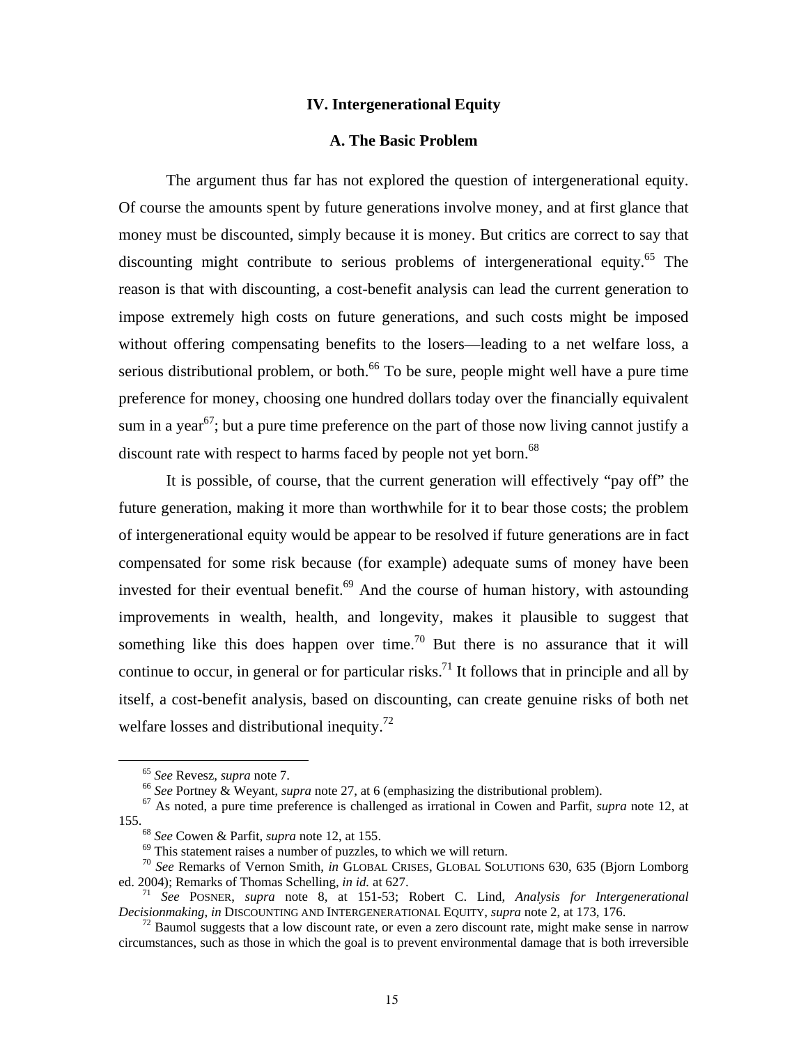## IV. Intergenerational Equity

### A. The Basic Problem

The argument thus far has not explored the question of intergenerational equity. Of course the amounts spent by future generations involve money, and at first glance that money must be discounted, simply because it is money. But critics are correct to say that discounting might contribute to serious problems of intergenerational equity.[65] The reason is that with discounting, a cost-benefit analysis can lead the current generation to impose extremely high costs on future generations, and such costs might be imposed without offering compensating benefits to the losers—leading to a net welfare loss, a serious distributional problem, or both.[66] To be sure, people might well have a pure time preference for money, choosing one hundred dollars today over the financially equivalent sum in a year[67]; but a pure time preference on the part of those now living cannot justify a discount rate with respect to harms faced by people not yet born.[68]

It is possible, of course, that the current generation will effectively "pay off" the future generation, making it more than worthwhile for it to bear those costs; the problem of intergenerational equity would be appear to be resolved if future generations are in fact compensated for some risk because (for example) adequate sums of money have been invested for their eventual benefit.[69] And the course of human history, with astounding improvements in wealth, health, and longevity, makes it plausible to suggest that something like this does happen over time.[70] But there is no assurance that it will continue to occur, in general or for particular risks.[71] It follows that in principle and all by itself, a cost-benefit analysis, based on discounting, can create genuine risks of both net welfare losses and distributional inequity.[72]

---

[65] *See* Revesz, *supra* note 7.

[66] *See* Portney & Weyant, *supra* note 27, at 6 (emphasizing the distributional problem).

[67] As noted, a pure time preference is challenged as irrational in Cowen and Parfit, *supra* note 12, at 155.

[68] *See* Cowen & Parfit, *supra* note 12, at 155.

[69] This statement raises a number of puzzles, to which we will return.

[70] *See* Remarks of Vernon Smith, *in* GLOBAL CRISES, GLOBAL SOLUTIONS 630, 635 (Bjorn Lomborg ed. 2004); Remarks of Thomas Schelling, *in id.* at 627.

[71] *See* POSNER, *supra* note 8, at 151-53; Robert C. Lind, *Analysis for Intergenerational Decisionmaking*, *in* DISCOUNTING AND INTERGENERATIONAL EQUITY, *supra* note 2, at 173, 176.

[72] Baumol suggests that a low discount rate, or even a zero discount rate, might make sense in narrow circumstances, such as those in which the goal is to prevent environmental damage that is both irreversible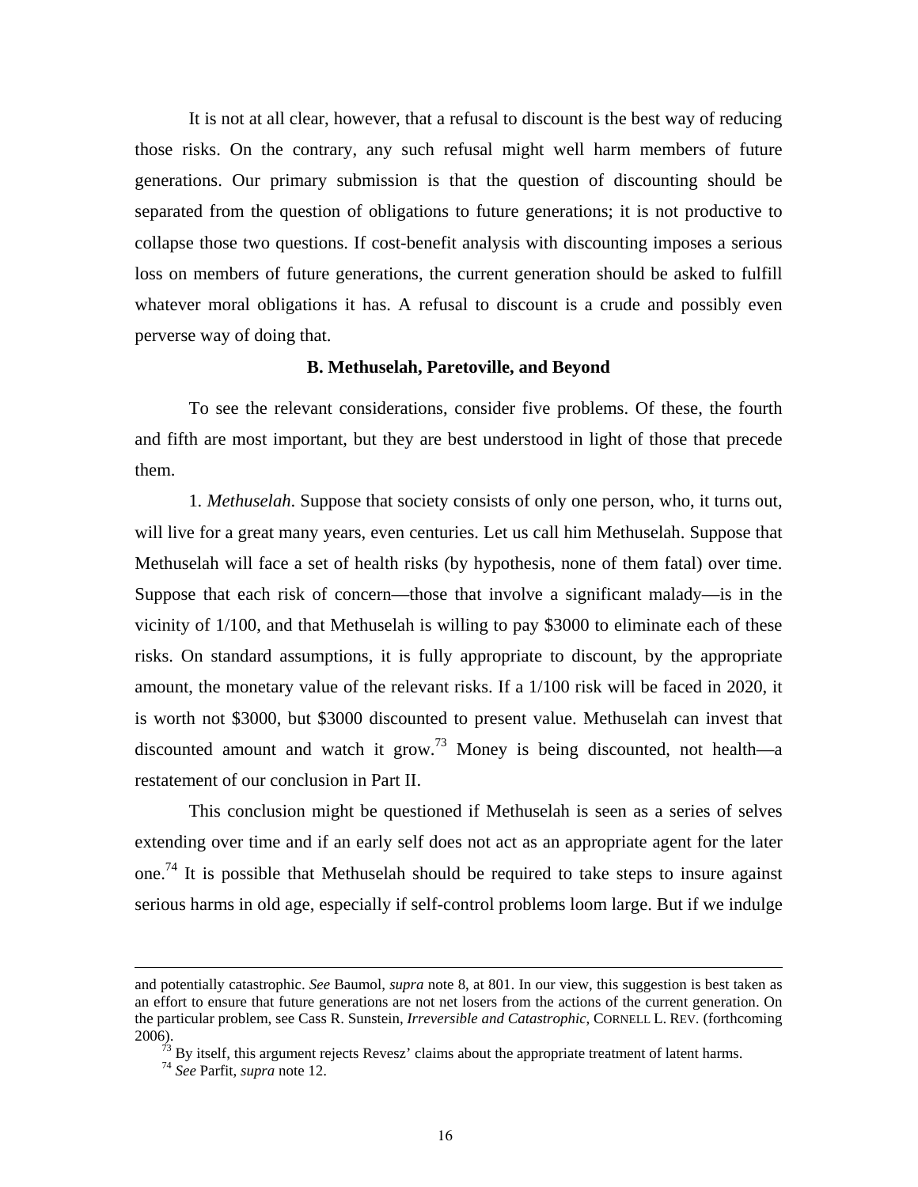It is not at all clear, however, that a refusal to discount is the best way of reducing those risks. On the contrary, any such refusal might well harm members of future generations. Our primary submission is that the question of discounting should be separated from the question of obligations to future generations; it is not productive to collapse those two questions. If cost-benefit analysis with discounting imposes a serious loss on members of future generations, the current generation should be asked to fulfill whatever moral obligations it has. A refusal to discount is a crude and possibly even perverse way of doing that.

### B. Methuselah, Paretoville, and Beyond

To see the relevant considerations, consider five problems. Of these, the fourth and fifth are most important, but they are best understood in light of those that precede them.

1. *Methuselah*. Suppose that society consists of only one person, who, it turns out, will live for a great many years, even centuries. Let us call him Methuselah. Suppose that Methuselah will face a set of health risks (by hypothesis, none of them fatal) over time. Suppose that each risk of concern—those that involve a significant malady—is in the vicinity of 1/100, and that Methuselah is willing to pay $3000 to eliminate each of these risks. On standard assumptions, it is fully appropriate to discount, by the appropriate amount, the monetary value of the relevant risks. If a 1/100 risk will be faced in 2020, it is worth not $3000, but $3000 discounted to present value. Methuselah can invest that discounted amount and watch it grow.[73] Money is being discounted, not health—a restatement of our conclusion in Part II.

This conclusion might be questioned if Methuselah is seen as a series of selves extending over time and if an early self does not act as an appropriate agent for the later one.[74] It is possible that Methuselah should be required to take steps to insure against serious harms in old age, especially if self-control problems loom large. But if we indulge

---

and potentially catastrophic. *See* Baumol, *supra* note 8, at 801. In our view, this suggestion is best taken as an effort to ensure that future generations are not net losers from the actions of the current generation. On the particular problem, see Cass R. Sunstein, *Irreversible and Catastrophic*, CORNELL L. REV. (forthcoming 2006).

[73] By itself, this argument rejects Revesz' claims about the appropriate treatment of latent harms.

[74] *See* Parfit, *supra* note 12.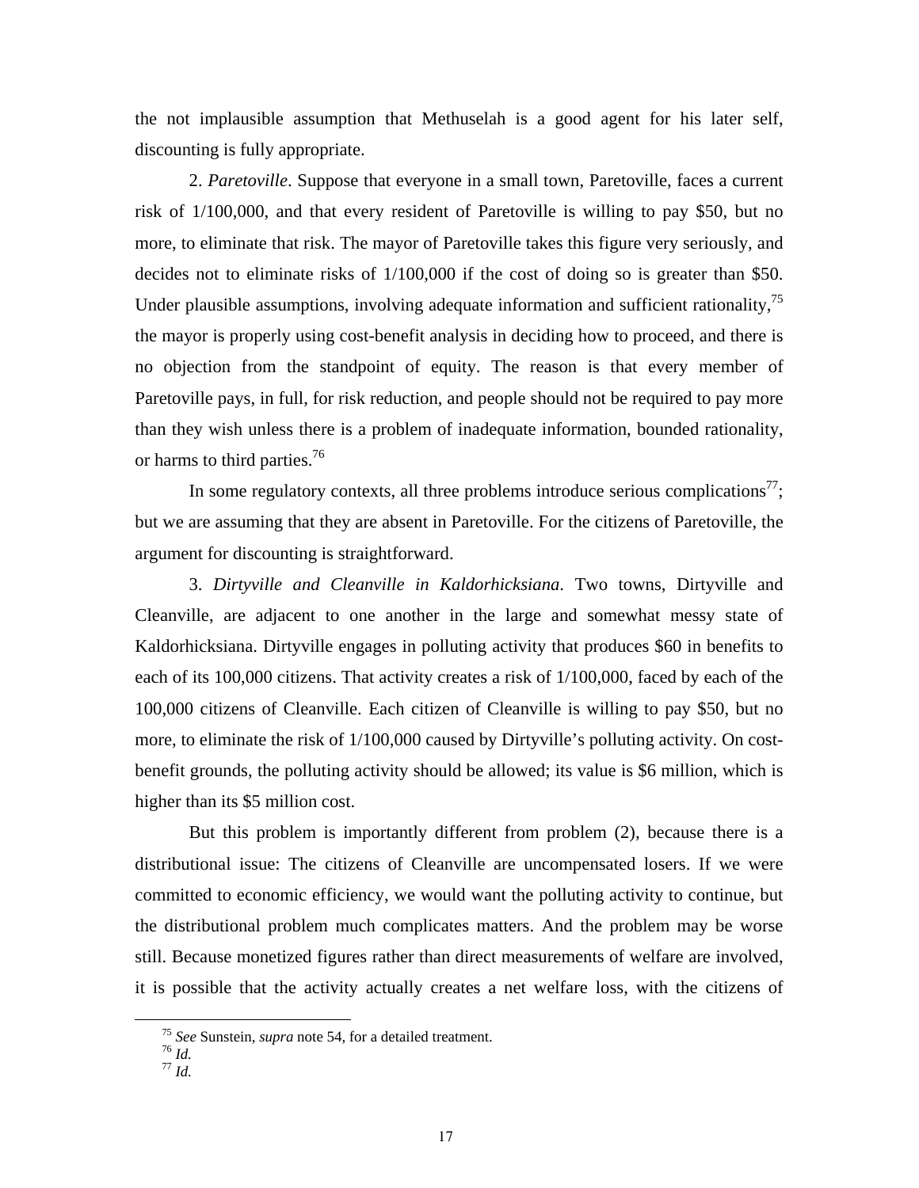the not implausible assumption that Methuselah is a good agent for his later self, discounting is fully appropriate.

2. *Paretoville*. Suppose that everyone in a small town, Paretoville, faces a current risk of 1/100,000, and that every resident of Paretoville is willing to pay $50, but no more, to eliminate that risk. The mayor of Paretoville takes this figure very seriously, and decides not to eliminate risks of 1/100,000 if the cost of doing so is greater than $50. Under plausible assumptions, involving adequate information and sufficient rationality,[75] the mayor is properly using cost-benefit analysis in deciding how to proceed, and there is no objection from the standpoint of equity. The reason is that every member of Paretoville pays, in full, for risk reduction, and people should not be required to pay more than they wish unless there is a problem of inadequate information, bounded rationality, or harms to third parties.[76]

In some regulatory contexts, all three problems introduce serious complications[77]; but we are assuming that they are absent in Paretoville. For the citizens of Paretoville, the argument for discounting is straightforward.

3. *Dirtyville and Cleanville in Kaldorhicksiana*. Two towns, Dirtyville and Cleanville, are adjacent to one another in the large and somewhat messy state of Kaldorhicksiana. Dirtyville engages in polluting activity that produces $60 in benefits to each of its 100,000 citizens. That activity creates a risk of 1/100,000, faced by each of the 100,000 citizens of Cleanville. Each citizen of Cleanville is willing to pay $50, but no more, to eliminate the risk of 1/100,000 caused by Dirtyville's polluting activity. On cost-benefit grounds, the polluting activity should be allowed; its value is $6 million, which is higher than its $5 million cost.

But this problem is importantly different from problem (2), because there is a distributional issue: The citizens of Cleanville are uncompensated losers. If we were committed to economic efficiency, we would want the polluting activity to continue, but the distributional problem much complicates matters. And the problem may be worse still. Because monetized figures rather than direct measurements of welfare are involved, it is possible that the activity actually creates a net welfare loss, with the citizens of

[75] *See* Sunstein, *supra* note 54, for a detailed treatment.

[76] *Id.*

[77] *Id.*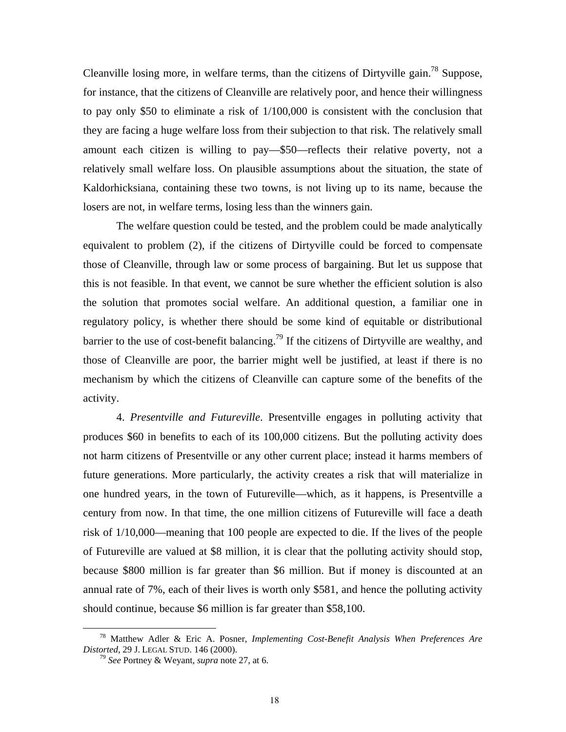Cleanville losing more, in welfare terms, than the citizens of Dirtyville gain.[78] Suppose, for instance, that the citizens of Cleanville are relatively poor, and hence their willingness to pay only $50 to eliminate a risk of 1/100,000 is consistent with the conclusion that they are facing a huge welfare loss from their subjection to that risk. The relatively small amount each citizen is willing to pay—$50—reflects their relative poverty, not a relatively small welfare loss. On plausible assumptions about the situation, the state of Kaldorhicksiana, containing these two towns, is not living up to its name, because the losers are not, in welfare terms, losing less than the winners gain.

The welfare question could be tested, and the problem could be made analytically equivalent to problem (2), if the citizens of Dirtyville could be forced to compensate those of Cleanville, through law or some process of bargaining. But let us suppose that this is not feasible. In that event, we cannot be sure whether the efficient solution is also the solution that promotes social welfare. An additional question, a familiar one in regulatory policy, is whether there should be some kind of equitable or distributional barrier to the use of cost-benefit balancing.[79] If the citizens of Dirtyville are wealthy, and those of Cleanville are poor, the barrier might well be justified, at least if there is no mechanism by which the citizens of Cleanville can capture some of the benefits of the activity.

4. *Presentville and Futureville*. Presentville engages in polluting activity that produces $60 in benefits to each of its 100,000 citizens. But the polluting activity does not harm citizens of Presentville or any other current place; instead it harms members of future generations. More particularly, the activity creates a risk that will materialize in one hundred years, in the town of Futureville—which, as it happens, is Presentville a century from now. In that time, the one million citizens of Futureville will face a death risk of 1/10,000—meaning that 100 people are expected to die. If the lives of the people of Futureville are valued at $8 million, it is clear that the polluting activity should stop, because $800 million is far greater than $6 million. But if money is discounted at an annual rate of 7%, each of their lives is worth only $581, and hence the polluting activity should continue, because $6 million is far greater than $58,100.

---

[78] Matthew Adler & Eric A. Posner, *Implementing Cost-Benefit Analysis When Preferences Are Distorted*, 29 J. LEGAL STUD. 146 (2000).

[79] *See* Portney & Weyant, *supra* note 27, at 6.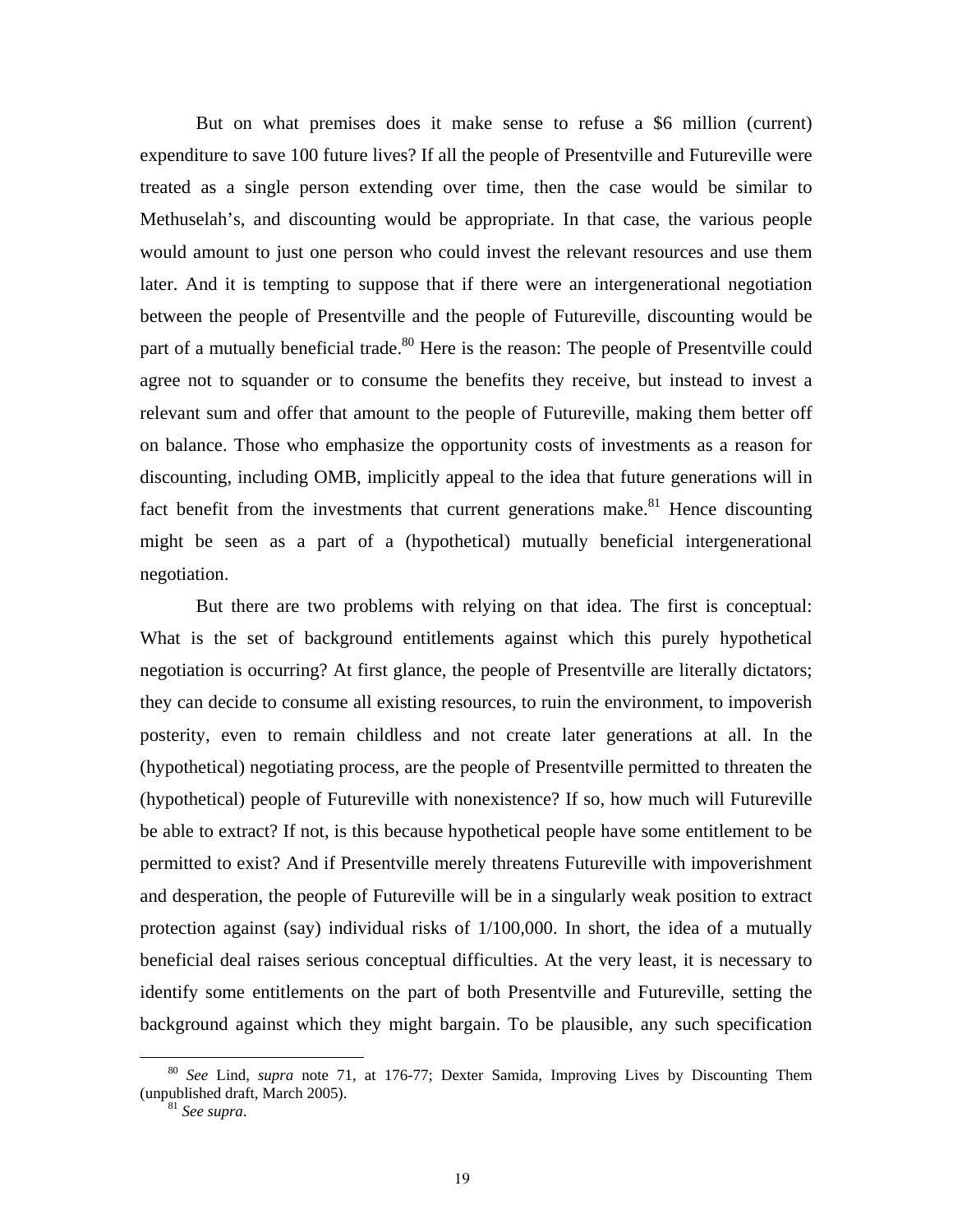But on what premises does it make sense to refuse a $6 million (current) expenditure to save 100 future lives? If all the people of Presentville and Futureville were treated as a single person extending over time, then the case would be similar to Methuselah's, and discounting would be appropriate. In that case, the various people would amount to just one person who could invest the relevant resources and use them later. And it is tempting to suppose that if there were an intergenerational negotiation between the people of Presentville and the people of Futureville, discounting would be part of a mutually beneficial trade.[80] Here is the reason: The people of Presentville could agree not to squander or to consume the benefits they receive, but instead to invest a relevant sum and offer that amount to the people of Futureville, making them better off on balance. Those who emphasize the opportunity costs of investments as a reason for discounting, including OMB, implicitly appeal to the idea that future generations will in fact benefit from the investments that current generations make.[81] Hence discounting might be seen as a part of a (hypothetical) mutually beneficial intergenerational negotiation.

But there are two problems with relying on that idea. The first is conceptual: What is the set of background entitlements against which this purely hypothetical negotiation is occurring? At first glance, the people of Presentville are literally dictators; they can decide to consume all existing resources, to ruin the environment, to impoverish posterity, even to remain childless and not create later generations at all. In the (hypothetical) negotiating process, are the people of Presentville permitted to threaten the (hypothetical) people of Futureville with nonexistence? If so, how much will Futureville be able to extract? If not, is this because hypothetical people have some entitlement to be permitted to exist? And if Presentville merely threatens Futureville with impoverishment and desperation, the people of Futureville will be in a singularly weak position to extract protection against (say) individual risks of 1/100,000. In short, the idea of a mutually beneficial deal raises serious conceptual difficulties. At the very least, it is necessary to identify some entitlements on the part of both Presentville and Futureville, setting the background against which they might bargain. To be plausible, any such specification

[80] *See* Lind, *supra* note 71, at 176-77; Dexter Samida, Improving Lives by Discounting Them (unpublished draft, March 2005).

[81] *See supra*.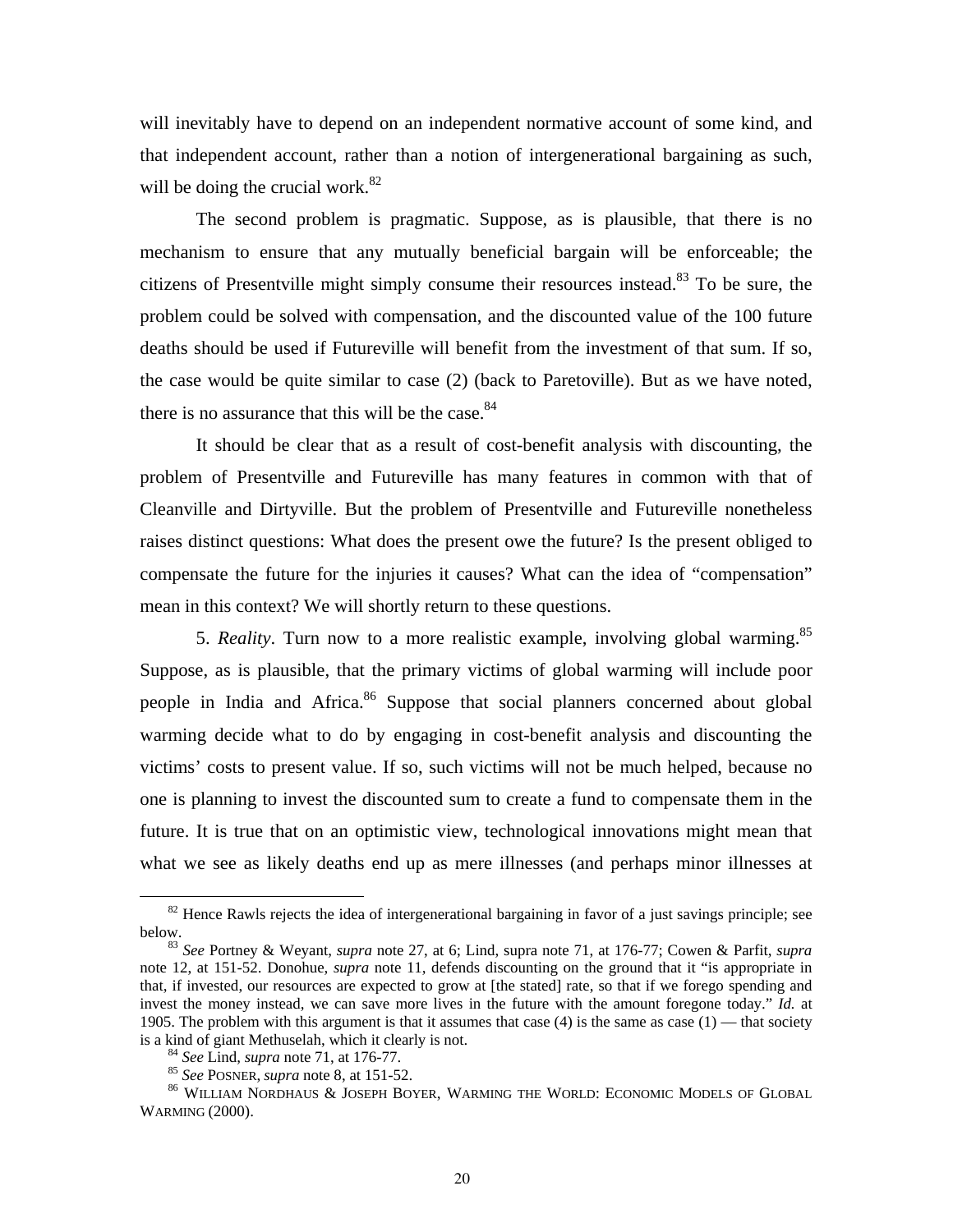will inevitably have to depend on an independent normative account of some kind, and that independent account, rather than a notion of intergenerational bargaining as such, will be doing the crucial work.[82]

The second problem is pragmatic. Suppose, as is plausible, that there is no mechanism to ensure that any mutually beneficial bargain will be enforceable; the citizens of Presentville might simply consume their resources instead.[83] To be sure, the problem could be solved with compensation, and the discounted value of the 100 future deaths should be used if Futureville will benefit from the investment of that sum. If so, the case would be quite similar to case (2) (back to Paretoville). But as we have noted, there is no assurance that this will be the case.[84]

It should be clear that as a result of cost-benefit analysis with discounting, the problem of Presentville and Futureville has many features in common with that of Cleanville and Dirtyville. But the problem of Presentville and Futureville nonetheless raises distinct questions: What does the present owe the future? Is the present obliged to compensate the future for the injuries it causes? What can the idea of "compensation" mean in this context? We will shortly return to these questions.

5. *Reality*. Turn now to a more realistic example, involving global warming.[85] Suppose, as is plausible, that the primary victims of global warming will include poor people in India and Africa.[86] Suppose that social planners concerned about global warming decide what to do by engaging in cost-benefit analysis and discounting the victims' costs to present value. If so, such victims will not be much helped, because no one is planning to invest the discounted sum to create a fund to compensate them in the future. It is true that on an optimistic view, technological innovations might mean that what we see as likely deaths end up as mere illnesses (and perhaps minor illnesses at

---

[82] Hence Rawls rejects the idea of intergenerational bargaining in favor of a just savings principle; see below.

[83] *See* Portney & Weyant, *supra* note 27, at 6; Lind, supra note 71, at 176-77; Cowen & Parfit, *supra* note 12, at 151-52. Donohue, *supra* note 11, defends discounting on the ground that it "is appropriate in that, if invested, our resources are expected to grow at [the stated] rate, so that if we forego spending and invest the money instead, we can save more lives in the future with the amount foregone today." *Id.* at 1905. The problem with this argument is that it assumes that case (4) is the same as case (1) — that society is a kind of giant Methuselah, which it clearly is not.

[84] *See* Lind, *supra* note 71, at 176-77.

[85] *See* POSNER, *supra* note 8, at 151-52.

[86] WILLIAM NORDHAUS & JOSEPH BOYER, WARMING THE WORLD: ECONOMIC MODELS OF GLOBAL WARMING (2000).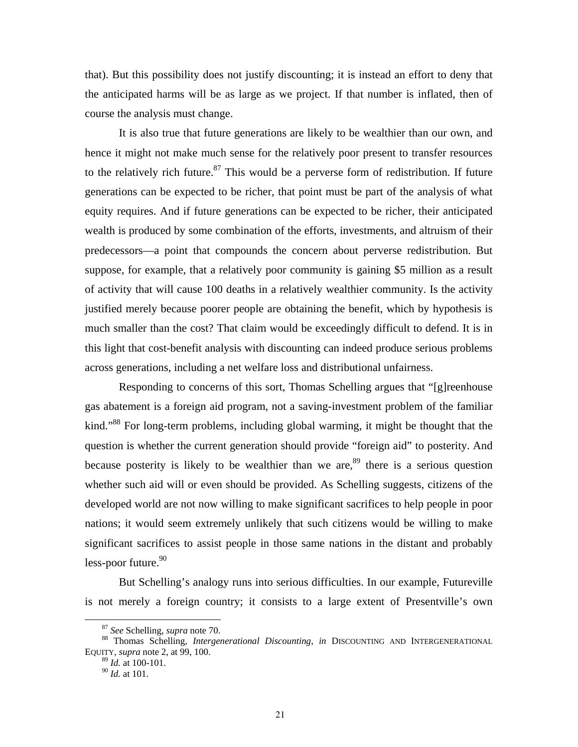that). But this possibility does not justify discounting; it is instead an effort to deny that the anticipated harms will be as large as we project. If that number is inflated, then of course the analysis must change.

It is also true that future generations are likely to be wealthier than our own, and hence it might not make much sense for the relatively poor present to transfer resources to the relatively rich future.[87] This would be a perverse form of redistribution. If future generations can be expected to be richer, that point must be part of the analysis of what equity requires. And if future generations can be expected to be richer, their anticipated wealth is produced by some combination of the efforts, investments, and altruism of their predecessors—a point that compounds the concern about perverse redistribution. But suppose, for example, that a relatively poor community is gaining $5 million as a result of activity that will cause 100 deaths in a relatively wealthier community. Is the activity justified merely because poorer people are obtaining the benefit, which by hypothesis is much smaller than the cost? That claim would be exceedingly difficult to defend. It is in this light that cost-benefit analysis with discounting can indeed produce serious problems across generations, including a net welfare loss and distributional unfairness.

Responding to concerns of this sort, Thomas Schelling argues that "[g]reenhouse gas abatement is a foreign aid program, not a saving-investment problem of the familiar kind."[88] For long-term problems, including global warming, it might be thought that the question is whether the current generation should provide "foreign aid" to posterity. And because posterity is likely to be wealthier than we are,[89] there is a serious question whether such aid will or even should be provided. As Schelling suggests, citizens of the developed world are not now willing to make significant sacrifices to help people in poor nations; it would seem extremely unlikely that such citizens would be willing to make significant sacrifices to assist people in those same nations in the distant and probably less-poor future.[90]

But Schelling's analogy runs into serious difficulties. In our example, Futureville is not merely a foreign country; it consists to a large extent of Presentville's own

[87] *See* Schelling, *supra* note 70.

[88] Thomas Schelling, *Intergenerational Discounting*, *in* DISCOUNTING AND INTERGENERATIONAL EQUITY, *supra* note 2, at 99, 100.

[89] *Id.* at 100-101.

[90] *Id.* at 101.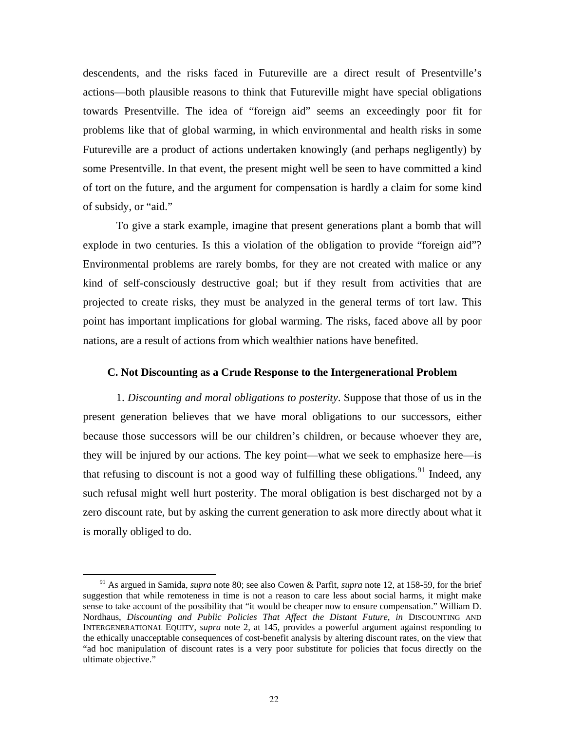descendents, and the risks faced in Futureville are a direct result of Presentville's actions—both plausible reasons to think that Futureville might have special obligations towards Presentville. The idea of "foreign aid" seems an exceedingly poor fit for problems like that of global warming, in which environmental and health risks in some Futureville are a product of actions undertaken knowingly (and perhaps negligently) by some Presentville. In that event, the present might well be seen to have committed a kind of tort on the future, and the argument for compensation is hardly a claim for some kind of subsidy, or "aid."

To give a stark example, imagine that present generations plant a bomb that will explode in two centuries. Is this a violation of the obligation to provide "foreign aid"? Environmental problems are rarely bombs, for they are not created with malice or any kind of self-consciously destructive goal; but if they result from activities that are projected to create risks, they must be analyzed in the general terms of tort law. This point has important implications for global warming. The risks, faced above all by poor nations, are a result of actions from which wealthier nations have benefited.

### C. Not Discounting as a Crude Response to the Intergenerational Problem

1. *Discounting and moral obligations to posterity*. Suppose that those of us in the present generation believes that we have moral obligations to our successors, either because those successors will be our children's children, or because whoever they are, they will be injured by our actions. The key point—what we seek to emphasize here—is that refusing to discount is not a good way of fulfilling these obligations.[91] Indeed, any such refusal might well hurt posterity. The moral obligation is best discharged not by a zero discount rate, but by asking the current generation to ask more directly about what it is morally obliged to do.

---

[91] As argued in Samida, *supra* note 80; see also Cowen & Parfit, *supra* note 12, at 158-59, for the brief suggestion that while remoteness in time is not a reason to care less about social harms, it might make sense to take account of the possibility that "it would be cheaper now to ensure compensation." William D. Nordhaus, *Discounting and Public Policies That Affect the Distant Future*, *in* DISCOUNTING AND INTERGENERATIONAL EQUITY, *supra* note 2, at 145, provides a powerful argument against responding to the ethically unacceptable consequences of cost-benefit analysis by altering discount rates, on the view that "ad hoc manipulation of discount rates is a very poor substitute for policies that focus directly on the ultimate objective."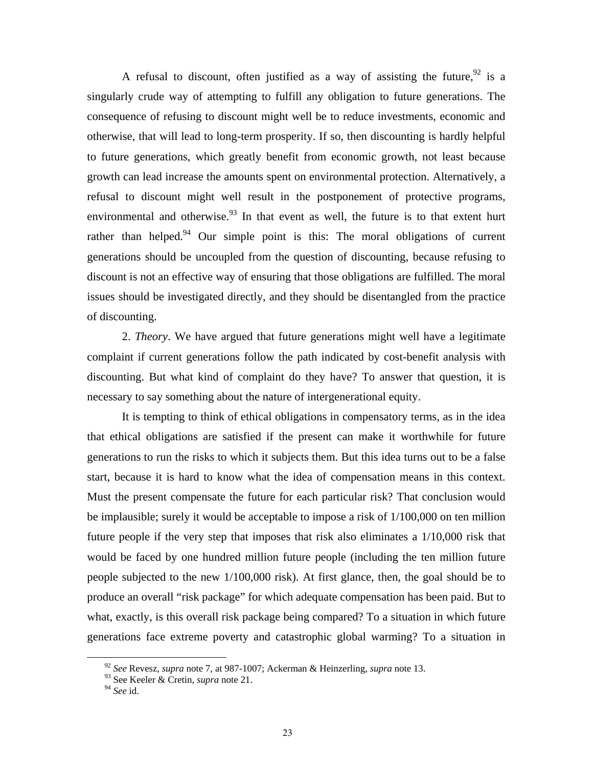A refusal to discount, often justified as a way of assisting the future,[92] is a singularly crude way of attempting to fulfill any obligation to future generations. The consequence of refusing to discount might well be to reduce investments, economic and otherwise, that will lead to long-term prosperity. If so, then discounting is hardly helpful to future generations, which greatly benefit from economic growth, not least because growth can lead increase the amounts spent on environmental protection. Alternatively, a refusal to discount might well result in the postponement of protective programs, environmental and otherwise.[93] In that event as well, the future is to that extent hurt rather than helped.[94] Our simple point is this: The moral obligations of current generations should be uncoupled from the question of discounting, because refusing to discount is not an effective way of ensuring that those obligations are fulfilled. The moral issues should be investigated directly, and they should be disentangled from the practice of discounting.

2. *Theory*. We have argued that future generations might well have a legitimate complaint if current generations follow the path indicated by cost-benefit analysis with discounting. But what kind of complaint do they have? To answer that question, it is necessary to say something about the nature of intergenerational equity.

It is tempting to think of ethical obligations in compensatory terms, as in the idea that ethical obligations are satisfied if the present can make it worthwhile for future generations to run the risks to which it subjects them. But this idea turns out to be a false start, because it is hard to know what the idea of compensation means in this context. Must the present compensate the future for each particular risk? That conclusion would be implausible; surely it would be acceptable to impose a risk of 1/100,000 on ten million future people if the very step that imposes that risk also eliminates a 1/10,000 risk that would be faced by one hundred million future people (including the ten million future people subjected to the new 1/100,000 risk). At first glance, then, the goal should be to produce an overall "risk package" for which adequate compensation has been paid. But to what, exactly, is this overall risk package being compared? To a situation in which future generations face extreme poverty and catastrophic global warming? To a situation in

---

[92] *See* Revesz, *supra* note 7, at 987-1007; Ackerman & Heinzerling, *supra* note 13.

[93] See Keeler & Cretin, *supra* note 21.

[94] *See* id.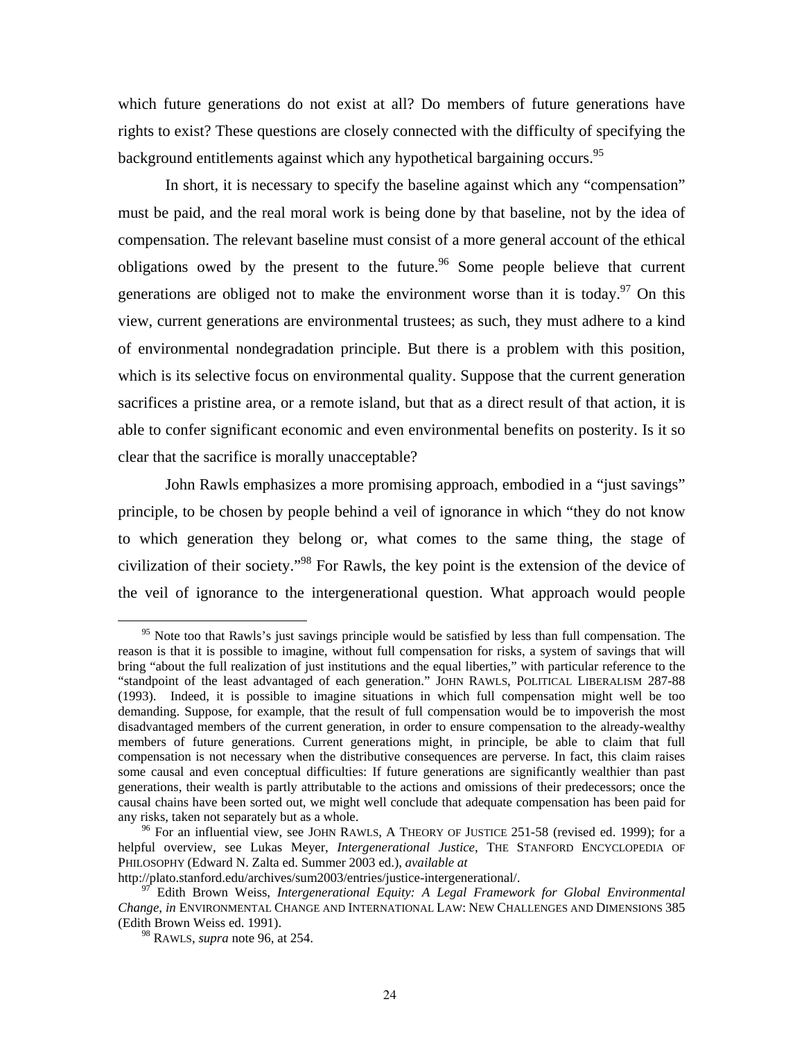which future generations do not exist at all? Do members of future generations have rights to exist? These questions are closely connected with the difficulty of specifying the background entitlements against which any hypothetical bargaining occurs.[95]

In short, it is necessary to specify the baseline against which any "compensation" must be paid, and the real moral work is being done by that baseline, not by the idea of compensation. The relevant baseline must consist of a more general account of the ethical obligations owed by the present to the future.[96] Some people believe that current generations are obliged not to make the environment worse than it is today.[97] On this view, current generations are environmental trustees; as such, they must adhere to a kind of environmental nondegradation principle. But there is a problem with this position, which is its selective focus on environmental quality. Suppose that the current generation sacrifices a pristine area, or a remote island, but that as a direct result of that action, it is able to confer significant economic and even environmental benefits on posterity. Is it so clear that the sacrifice is morally unacceptable?

John Rawls emphasizes a more promising approach, embodied in a "just savings" principle, to be chosen by people behind a veil of ignorance in which "they do not know to which generation they belong or, what comes to the same thing, the stage of civilization of their society."[98] For Rawls, the key point is the extension of the device of the veil of ignorance to the intergenerational question. What approach would people

---

[95] Note too that Rawls's just savings principle would be satisfied by less than full compensation. The reason is that it is possible to imagine, without full compensation for risks, a system of savings that will bring "about the full realization of just institutions and the equal liberties," with particular reference to the "standpoint of the least advantaged of each generation." JOHN RAWLS, POLITICAL LIBERALISM 287-88 (1993). Indeed, it is possible to imagine situations in which full compensation might well be too demanding. Suppose, for example, that the result of full compensation would be to impoverish the most disadvantaged members of the current generation, in order to ensure compensation to the already-wealthy members of future generations. Current generations might, in principle, be able to claim that full compensation is not necessary when the distributive consequences are perverse. In fact, this claim raises some causal and even conceptual difficulties: If future generations are significantly wealthier than past generations, their wealth is partly attributable to the actions and omissions of their predecessors; once the causal chains have been sorted out, we might well conclude that adequate compensation has been paid for any risks, taken not separately but as a whole.

[96] For an influential view, see JOHN RAWLS, A THEORY OF JUSTICE 251-58 (revised ed. 1999); for a helpful overview, see Lukas Meyer, *Intergenerational Justice*, THE STANFORD ENCYCLOPEDIA OF PHILOSOPHY (Edward N. Zalta ed. Summer 2003 ed.), *available at* http://plato.stanford.edu/archives/sum2003/entries/justice-intergenerational/.

[97] Edith Brown Weiss, *Intergenerational Equity: A Legal Framework for Global Environmental Change*, *in* ENVIRONMENTAL CHANGE AND INTERNATIONAL LAW: NEW CHALLENGES AND DIMENSIONS 385 (Edith Brown Weiss ed. 1991).

[98] RAWLS, *supra* note 96, at 254.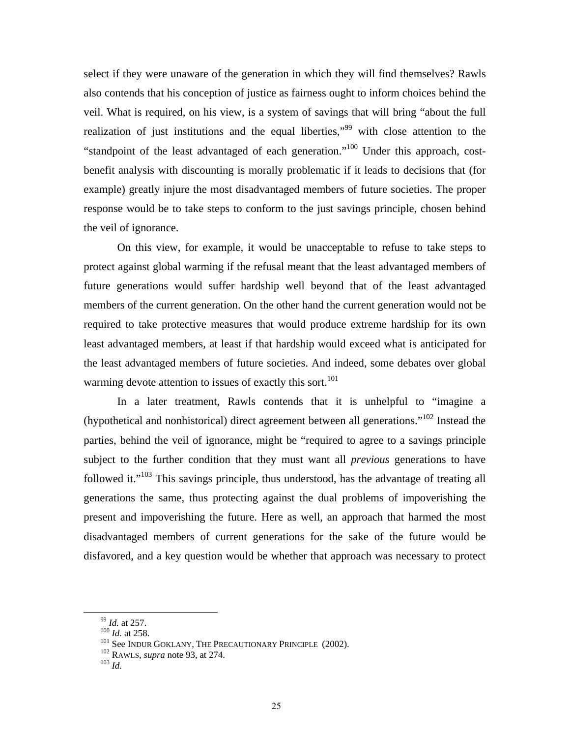select if they were unaware of the generation in which they will find themselves? Rawls also contends that his conception of justice as fairness ought to inform choices behind the veil. What is required, on his view, is a system of savings that will bring "about the full realization of just institutions and the equal liberties,"[99] with close attention to the "standpoint of the least advantaged of each generation."[100] Under this approach, cost-benefit analysis with discounting is morally problematic if it leads to decisions that (for example) greatly injure the most disadvantaged members of future societies. The proper response would be to take steps to conform to the just savings principle, chosen behind the veil of ignorance.

On this view, for example, it would be unacceptable to refuse to take steps to protect against global warming if the refusal meant that the least advantaged members of future generations would suffer hardship well beyond that of the least advantaged members of the current generation. On the other hand the current generation would not be required to take protective measures that would produce extreme hardship for its own least advantaged members, at least if that hardship would exceed what is anticipated for the least advantaged members of future societies. And indeed, some debates over global warming devote attention to issues of exactly this sort.[101]

In a later treatment, Rawls contends that it is unhelpful to "imagine a (hypothetical and nonhistorical) direct agreement between all generations."[102] Instead the parties, behind the veil of ignorance, might be "required to agree to a savings principle subject to the further condition that they must want all *previous* generations to have followed it."[103] This savings principle, thus understood, has the advantage of treating all generations the same, thus protecting against the dual problems of impoverishing the present and impoverishing the future. Here as well, an approach that harmed the most disadvantaged members of current generations for the sake of the future would be disfavored, and a key question would be whether that approach was necessary to protect

[99] *Id.* at 257.
[100] *Id.* at 258.
[101] See INDUR GOKLANY, THE PRECAUTIONARY PRINCIPLE (2002).
[102] RAWLS, *supra* note 93, at 274.
[103] *Id*.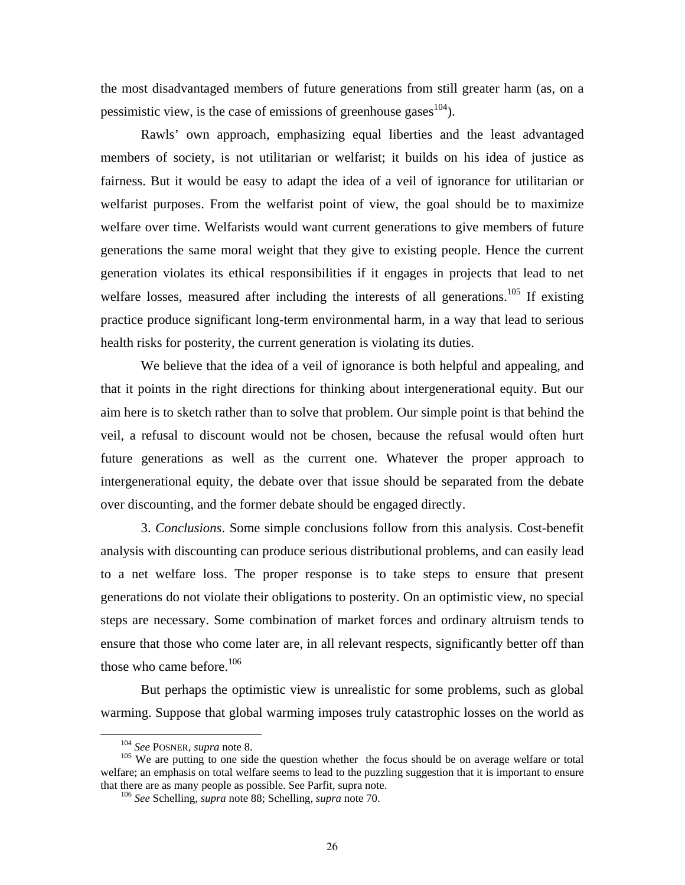the most disadvantaged members of future generations from still greater harm (as, on a pessimistic view, is the case of emissions of greenhouse gases[104]).

Rawls' own approach, emphasizing equal liberties and the least advantaged members of society, is not utilitarian or welfarist; it builds on his idea of justice as fairness. But it would be easy to adapt the idea of a veil of ignorance for utilitarian or welfarist purposes. From the welfarist point of view, the goal should be to maximize welfare over time. Welfarists would want current generations to give members of future generations the same moral weight that they give to existing people. Hence the current generation violates its ethical responsibilities if it engages in projects that lead to net welfare losses, measured after including the interests of all generations.[105] If existing practice produce significant long-term environmental harm, in a way that lead to serious health risks for posterity, the current generation is violating its duties.

We believe that the idea of a veil of ignorance is both helpful and appealing, and that it points in the right directions for thinking about intergenerational equity. But our aim here is to sketch rather than to solve that problem. Our simple point is that behind the veil, a refusal to discount would not be chosen, because the refusal would often hurt future generations as well as the current one. Whatever the proper approach to intergenerational equity, the debate over that issue should be separated from the debate over discounting, and the former debate should be engaged directly.

3. *Conclusions*. Some simple conclusions follow from this analysis. Cost-benefit analysis with discounting can produce serious distributional problems, and can easily lead to a net welfare loss. The proper response is to take steps to ensure that present generations do not violate their obligations to posterity. On an optimistic view, no special steps are necessary. Some combination of market forces and ordinary altruism tends to ensure that those who come later are, in all relevant respects, significantly better off than those who came before.[106]

But perhaps the optimistic view is unrealistic for some problems, such as global warming. Suppose that global warming imposes truly catastrophic losses on the world as

---

[104] *See* POSNER, *supra* note 8.

[105] We are putting to one side the question whether the focus should be on average welfare or total welfare; an emphasis on total welfare seems to lead to the puzzling suggestion that it is important to ensure that there are as many people as possible. See Parfit, supra note.

[106] *See* Schelling, *supra* note 88; Schelling, *supra* note 70.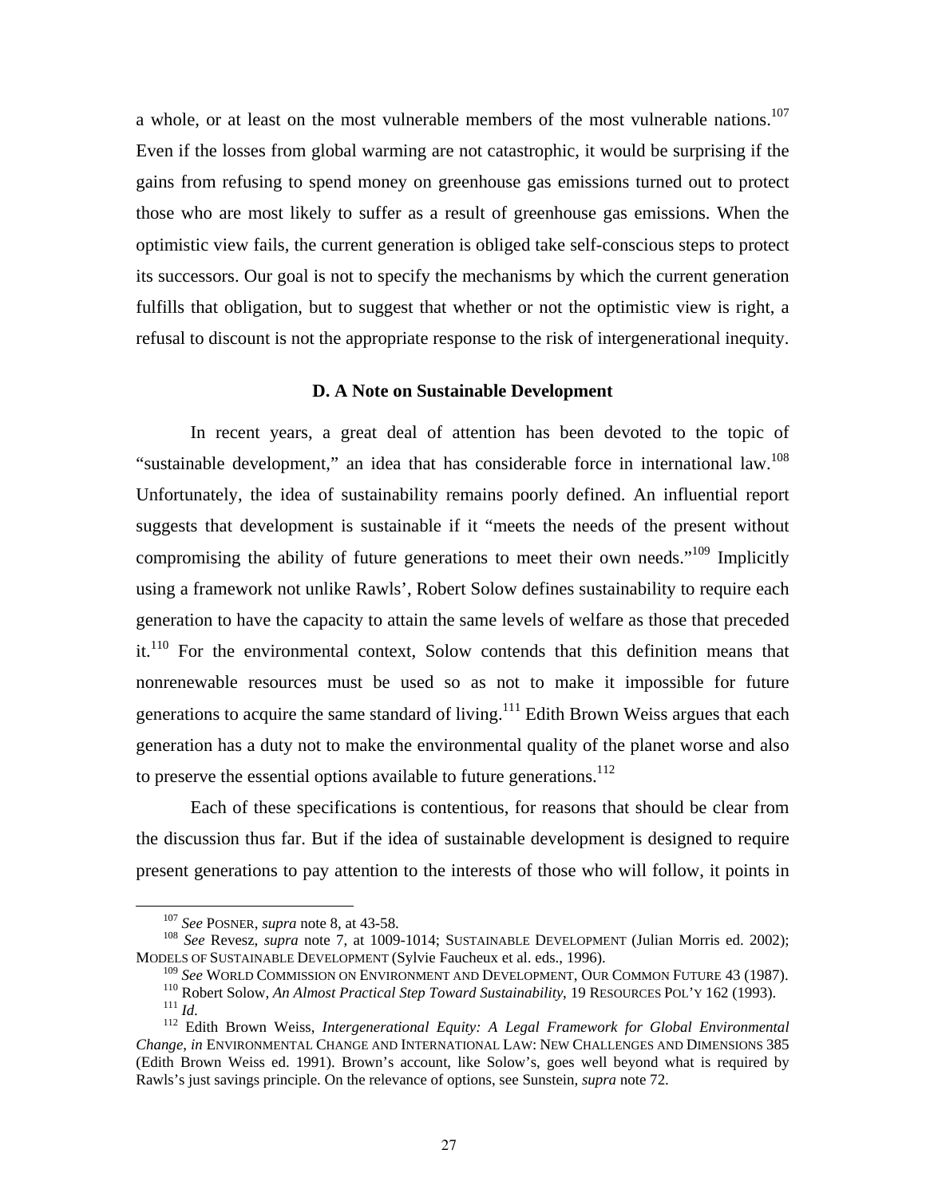a whole, or at least on the most vulnerable members of the most vulnerable nations.[107] Even if the losses from global warming are not catastrophic, it would be surprising if the gains from refusing to spend money on greenhouse gas emissions turned out to protect those who are most likely to suffer as a result of greenhouse gas emissions. When the optimistic view fails, the current generation is obliged take self-conscious steps to protect its successors. Our goal is not to specify the mechanisms by which the current generation fulfills that obligation, but to suggest that whether or not the optimistic view is right, a refusal to discount is not the appropriate response to the risk of intergenerational inequity.

### D. A Note on Sustainable Development

In recent years, a great deal of attention has been devoted to the topic of "sustainable development," an idea that has considerable force in international law.[108] Unfortunately, the idea of sustainability remains poorly defined. An influential report suggests that development is sustainable if it "meets the needs of the present without compromising the ability of future generations to meet their own needs."[109] Implicitly using a framework not unlike Rawls', Robert Solow defines sustainability to require each generation to have the capacity to attain the same levels of welfare as those that preceded it.[110] For the environmental context, Solow contends that this definition means that nonrenewable resources must be used so as not to make it impossible for future generations to acquire the same standard of living.[111] Edith Brown Weiss argues that each generation has a duty not to make the environmental quality of the planet worse and also to preserve the essential options available to future generations.[112]

Each of these specifications is contentious, for reasons that should be clear from the discussion thus far. But if the idea of sustainable development is designed to require present generations to pay attention to the interests of those who will follow, it points in

---

[107] *See* POSNER, *supra* note 8, at 43-58.

[108] *See* Revesz, *supra* note 7, at 1009-1014; SUSTAINABLE DEVELOPMENT (Julian Morris ed. 2002); MODELS OF SUSTAINABLE DEVELOPMENT (Sylvie Faucheux et al. eds., 1996).

[109] *See* WORLD COMMISSION ON ENVIRONMENT AND DEVELOPMENT, OUR COMMON FUTURE 43 (1987).

[110] Robert Solow, *An Almost Practical Step Toward Sustainability*, 19 RESOURCES POL'Y 162 (1993).

[111] *Id.*

[112] Edith Brown Weiss, *Intergenerational Equity: A Legal Framework for Global Environmental Change*, *in* ENVIRONMENTAL CHANGE AND INTERNATIONAL LAW: NEW CHALLENGES AND DIMENSIONS 385 (Edith Brown Weiss ed. 1991). Brown's account, like Solow's, goes well beyond what is required by Rawls's just savings principle. On the relevance of options, see Sunstein, *supra* note 72.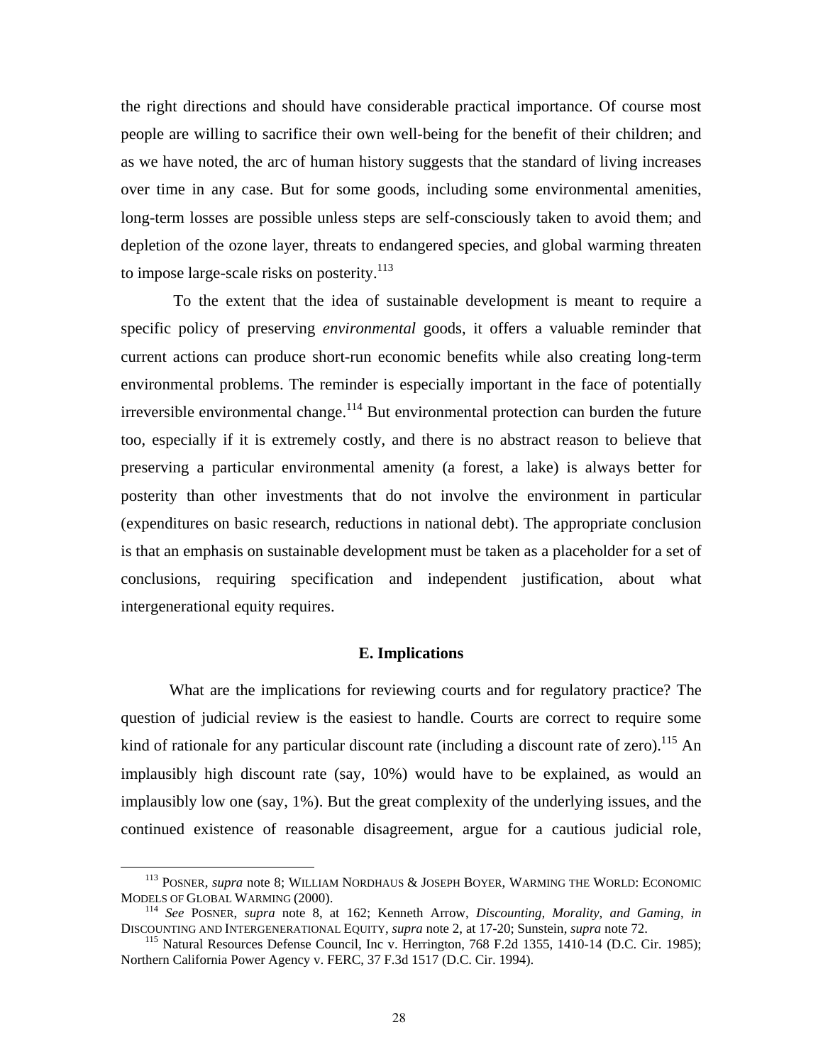the right directions and should have considerable practical importance. Of course most people are willing to sacrifice their own well-being for the benefit of their children; and as we have noted, the arc of human history suggests that the standard of living increases over time in any case. But for some goods, including some environmental amenities, long-term losses are possible unless steps are self-consciously taken to avoid them; and depletion of the ozone layer, threats to endangered species, and global warming threaten to impose large-scale risks on posterity.[113]

To the extent that the idea of sustainable development is meant to require a specific policy of preserving *environmental* goods, it offers a valuable reminder that current actions can produce short-run economic benefits while also creating long-term environmental problems. The reminder is especially important in the face of potentially irreversible environmental change.[114] But environmental protection can burden the future too, especially if it is extremely costly, and there is no abstract reason to believe that preserving a particular environmental amenity (a forest, a lake) is always better for posterity than other investments that do not involve the environment in particular (expenditures on basic research, reductions in national debt). The appropriate conclusion is that an emphasis on sustainable development must be taken as a placeholder for a set of conclusions, requiring specification and independent justification, about what intergenerational equity requires.

### E. Implications

What are the implications for reviewing courts and for regulatory practice? The question of judicial review is the easiest to handle. Courts are correct to require some kind of rationale for any particular discount rate (including a discount rate of zero).[115] An implausibly high discount rate (say, 10%) would have to be explained, as would an implausibly low one (say, 1%). But the great complexity of the underlying issues, and the continued existence of reasonable disagreement, argue for a cautious judicial role,

---

[113] POSNER, *supra* note 8; WILLIAM NORDHAUS & JOSEPH BOYER, WARMING THE WORLD: ECONOMIC MODELS OF GLOBAL WARMING (2000).

[114] *See* POSNER, *supra* note 8, at 162; Kenneth Arrow, *Discounting, Morality, and Gaming*, *in* DISCOUNTING AND INTERGENERATIONAL EQUITY, *supra* note 2, at 17-20; Sunstein, *supra* note 72.

[115] Natural Resources Defense Council, Inc v. Herrington, 768 F.2d 1355, 1410-14 (D.C. Cir. 1985); Northern California Power Agency v. FERC, 37 F.3d 1517 (D.C. Cir. 1994).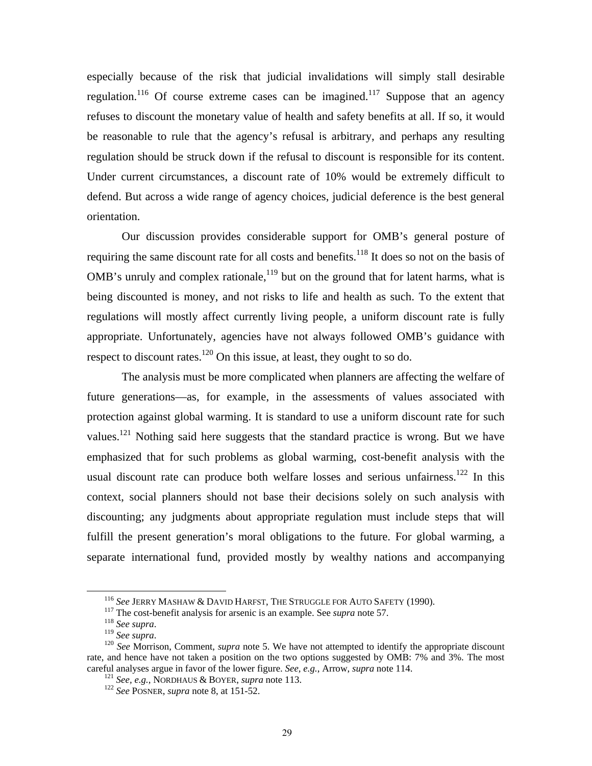especially because of the risk that judicial invalidations will simply stall desirable regulation.[116] Of course extreme cases can be imagined.[117] Suppose that an agency refuses to discount the monetary value of health and safety benefits at all. If so, it would be reasonable to rule that the agency's refusal is arbitrary, and perhaps any resulting regulation should be struck down if the refusal to discount is responsible for its content. Under current circumstances, a discount rate of 10% would be extremely difficult to defend. But across a wide range of agency choices, judicial deference is the best general orientation.

Our discussion provides considerable support for OMB's general posture of requiring the same discount rate for all costs and benefits.[118] It does so not on the basis of OMB's unruly and complex rationale,[119] but on the ground that for latent harms, what is being discounted is money, and not risks to life and health as such. To the extent that regulations will mostly affect currently living people, a uniform discount rate is fully appropriate. Unfortunately, agencies have not always followed OMB's guidance with respect to discount rates.[120] On this issue, at least, they ought to so do.

The analysis must be more complicated when planners are affecting the welfare of future generations—as, for example, in the assessments of values associated with protection against global warming. It is standard to use a uniform discount rate for such values.[121] Nothing said here suggests that the standard practice is wrong. But we have emphasized that for such problems as global warming, cost-benefit analysis with the usual discount rate can produce both welfare losses and serious unfairness.[122] In this context, social planners should not base their decisions solely on such analysis with discounting; any judgments about appropriate regulation must include steps that will fulfill the present generation's moral obligations to the future. For global warming, a separate international fund, provided mostly by wealthy nations and accompanying

---

[116] *See* JERRY MASHAW & DAVID HARFST, THE STRUGGLE FOR AUTO SAFETY (1990).

[117] The cost-benefit analysis for arsenic is an example. See *supra* note 57.

[118] *See supra*.

[119] *See supra*.

[120] *See* Morrison, Comment, *supra* note 5. We have not attempted to identify the appropriate discount rate, and hence have not taken a position on the two options suggested by OMB: 7% and 3%. The most careful analyses argue in favor of the lower figure. *See, e.g.*, Arrow, *supra* note 114.

[121] *See, e.g.*, NORDHAUS & BOYER, *supra* note 113.

[122] *See* POSNER, *supra* note 8, at 151-52.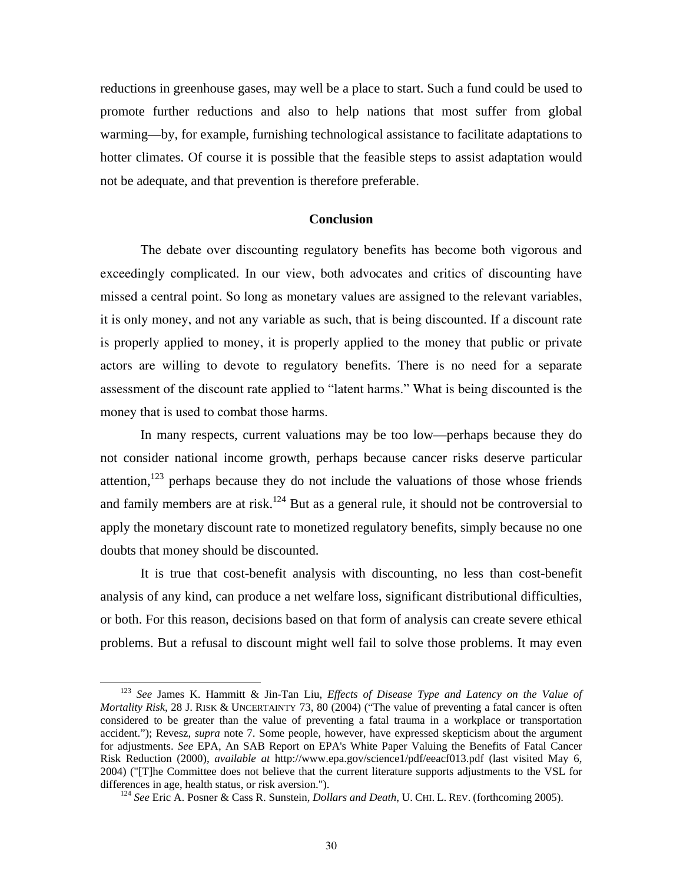reductions in greenhouse gases, may well be a place to start. Such a fund could be used to promote further reductions and also to help nations that most suffer from global warming—by, for example, furnishing technological assistance to facilitate adaptations to hotter climates. Of course it is possible that the feasible steps to assist adaptation would not be adequate, and that prevention is therefore preferable.

## Conclusion

The debate over discounting regulatory benefits has become both vigorous and exceedingly complicated. In our view, both advocates and critics of discounting have missed a central point. So long as monetary values are assigned to the relevant variables, it is only money, and not any variable as such, that is being discounted. If a discount rate is properly applied to money, it is properly applied to the money that public or private actors are willing to devote to regulatory benefits. There is no need for a separate assessment of the discount rate applied to "latent harms." What is being discounted is the money that is used to combat those harms.

In many respects, current valuations may be too low—perhaps because they do not consider national income growth, perhaps because cancer risks deserve particular attention,[123] perhaps because they do not include the valuations of those whose friends and family members are at risk.[124] But as a general rule, it should not be controversial to apply the monetary discount rate to monetized regulatory benefits, simply because no one doubts that money should be discounted.

It is true that cost-benefit analysis with discounting, no less than cost-benefit analysis of any kind, can produce a net welfare loss, significant distributional difficulties, or both. For this reason, decisions based on that form of analysis can create severe ethical problems. But a refusal to discount might well fail to solve those problems. It may even

---

[123] *See* James K. Hammitt & Jin-Tan Liu, *Effects of Disease Type and Latency on the Value of Mortality Risk*, 28 J. RISK & UNCERTAINTY 73, 80 (2004) ("The value of preventing a fatal cancer is often considered to be greater than the value of preventing a fatal trauma in a workplace or transportation accident."); Revesz, *supra* note 7. Some people, however, have expressed skepticism about the argument for adjustments. *See* EPA, An SAB Report on EPA's White Paper Valuing the Benefits of Fatal Cancer Risk Reduction (2000), *available at* http://www.epa.gov/science1/pdf/eeacf013.pdf (last visited May 6, 2004) ("[T]he Committee does not believe that the current literature supports adjustments to the VSL for differences in age, health status, or risk aversion.").

[124] *See* Eric A. Posner & Cass R. Sunstein, *Dollars and Death*, U. CHI. L. REV. (forthcoming 2005).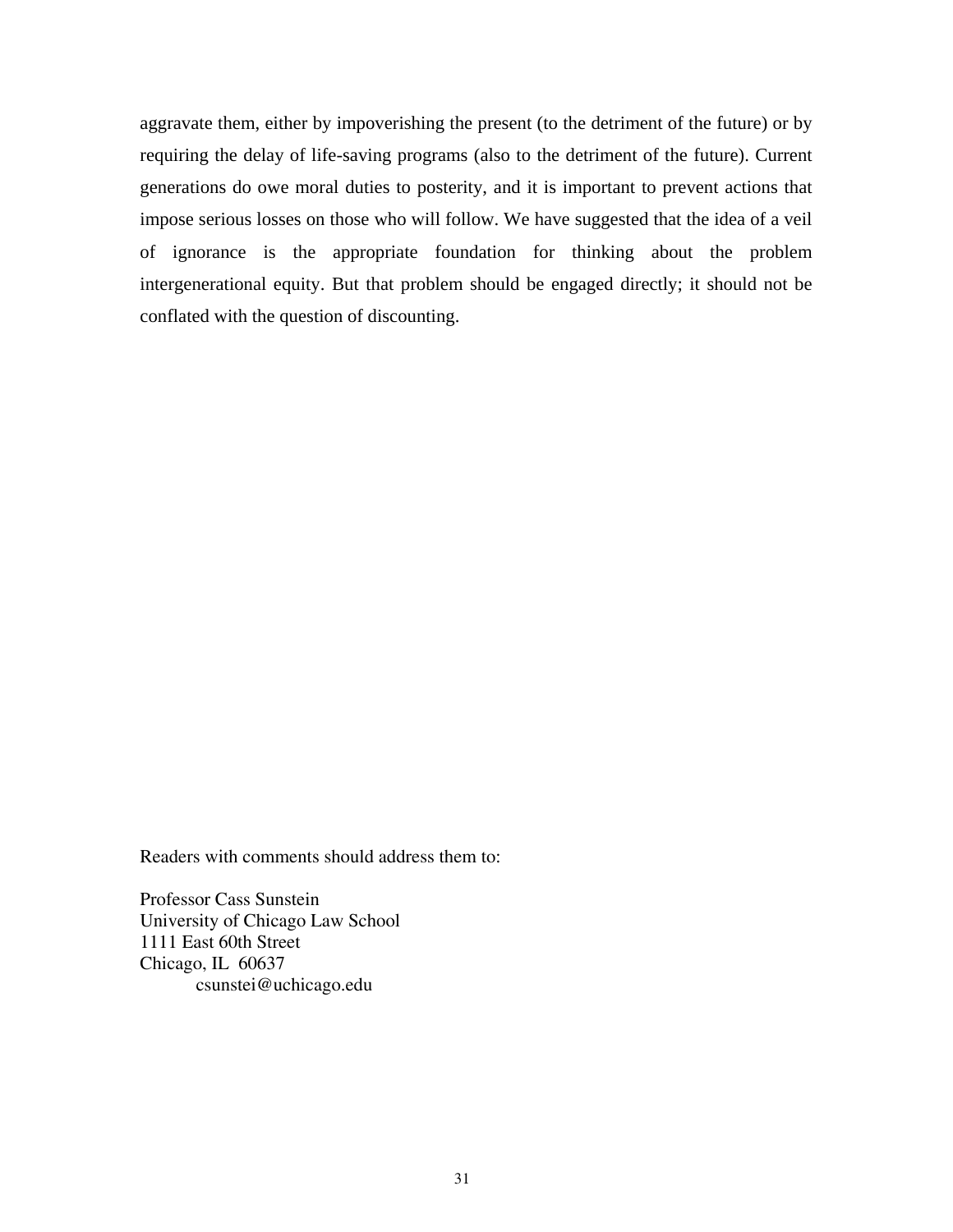aggravate them, either by impoverishing the present (to the detriment of the future) or by requiring the delay of life-saving programs (also to the detriment of the future). Current generations do owe moral duties to posterity, and it is important to prevent actions that impose serious losses on those who will follow. We have suggested that the idea of a veil of ignorance is the appropriate foundation for thinking about the problem intergenerational equity. But that problem should be engaged directly; it should not be conflated with the question of discounting.

Readers with comments should address them to:

Professor Cass Sunstein  
University of Chicago Law School  
1111 East 60th Street  
Chicago, IL 60637  
csunstei@uchicago.edu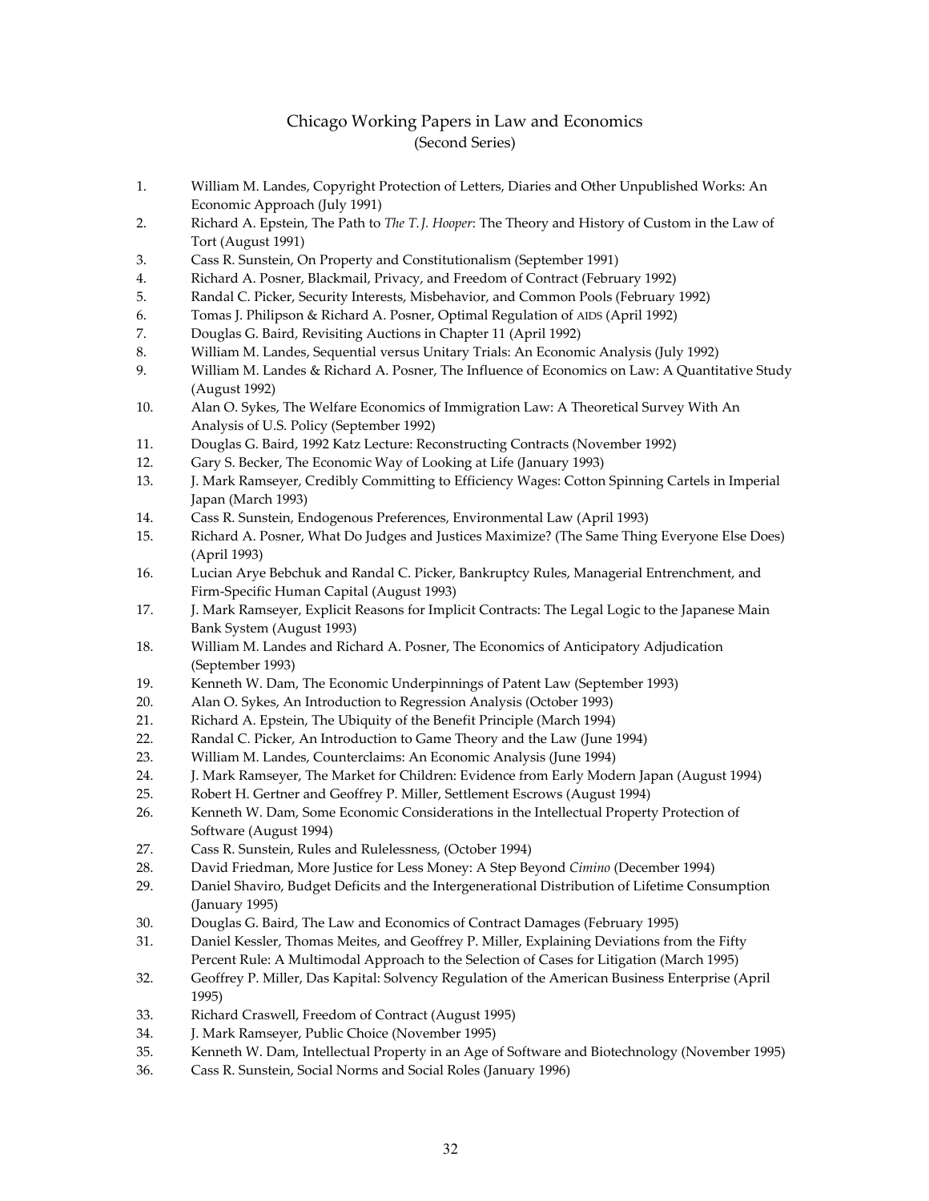# Chicago Working Papers in Law and Economics
(Second Series)

1. William M. Landes, Copyright Protection of Letters, Diaries and Other Unpublished Works: An Economic Approach (July 1991)
2. Richard A. Epstein, The Path to *The T. J. Hooper*: The Theory and History of Custom in the Law of Tort (August 1991)
3. Cass R. Sunstein, On Property and Constitutionalism (September 1991)
4. Richard A. Posner, Blackmail, Privacy, and Freedom of Contract (February 1992)
5. Randal C. Picker, Security Interests, Misbehavior, and Common Pools (February 1992)
6. Tomas J. Philipson & Richard A. Posner, Optimal Regulation of AIDS (April 1992)
7. Douglas G. Baird, Revisiting Auctions in Chapter 11 (April 1992)
8. William M. Landes, Sequential versus Unitary Trials: An Economic Analysis (July 1992)
9. William M. Landes & Richard A. Posner, The Influence of Economics on Law: A Quantitative Study (August 1992)
10. Alan O. Sykes, The Welfare Economics of Immigration Law: A Theoretical Survey With An Analysis of U.S. Policy (September 1992)
11. Douglas G. Baird, 1992 Katz Lecture: Reconstructing Contracts (November 1992)
12. Gary S. Becker, The Economic Way of Looking at Life (January 1993)
13. J. Mark Ramseyer, Credibly Committing to Efficiency Wages: Cotton Spinning Cartels in Imperial Japan (March 1993)
14. Cass R. Sunstein, Endogenous Preferences, Environmental Law (April 1993)
15. Richard A. Posner, What Do Judges and Justices Maximize? (The Same Thing Everyone Else Does) (April 1993)
16. Lucian Arye Bebchuk and Randal C. Picker, Bankruptcy Rules, Managerial Entrenchment, and Firm-Specific Human Capital (August 1993)
17. J. Mark Ramseyer, Explicit Reasons for Implicit Contracts: The Legal Logic to the Japanese Main Bank System (August 1993)
18. William M. Landes and Richard A. Posner, The Economics of Anticipatory Adjudication (September 1993)
19. Kenneth W. Dam, The Economic Underpinnings of Patent Law (September 1993)
20. Alan O. Sykes, An Introduction to Regression Analysis (October 1993)
21. Richard A. Epstein, The Ubiquity of the Benefit Principle (March 1994)
22. Randal C. Picker, An Introduction to Game Theory and the Law (June 1994)
23. William M. Landes, Counterclaims: An Economic Analysis (June 1994)
24. J. Mark Ramseyer, The Market for Children: Evidence from Early Modern Japan (August 1994)
25. Robert H. Gertner and Geoffrey P. Miller, Settlement Escrows (August 1994)
26. Kenneth W. Dam, Some Economic Considerations in the Intellectual Property Protection of Software (August 1994)
27. Cass R. Sunstein, Rules and Rulelessness, (October 1994)
28. David Friedman, More Justice for Less Money: A Step Beyond *Cimino* (December 1994)
29. Daniel Shaviro, Budget Deficits and the Intergenerational Distribution of Lifetime Consumption (January 1995)
30. Douglas G. Baird, The Law and Economics of Contract Damages (February 1995)
31. Daniel Kessler, Thomas Meites, and Geoffrey P. Miller, Explaining Deviations from the Fifty Percent Rule: A Multimodal Approach to the Selection of Cases for Litigation (March 1995)
32. Geoffrey P. Miller, Das Kapital: Solvency Regulation of the American Business Enterprise (April 1995)
33. Richard Craswell, Freedom of Contract (August 1995)
34. J. Mark Ramseyer, Public Choice (November 1995)
35. Kenneth W. Dam, Intellectual Property in an Age of Software and Biotechnology (November 1995)
36. Cass R. Sunstein, Social Norms and Social Roles (January 1996)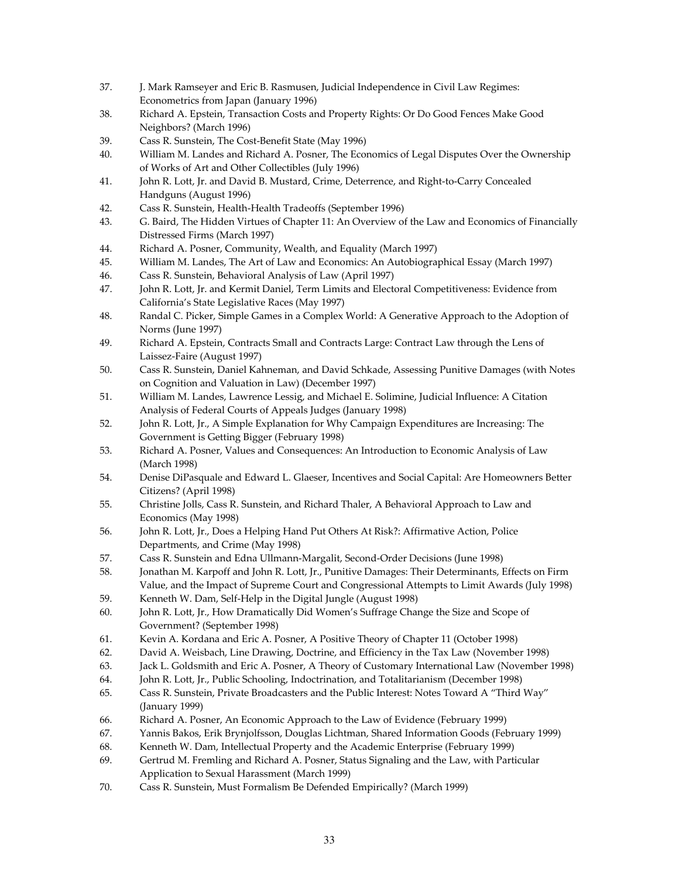37. J. Mark Ramseyer and Eric B. Rasmusen, Judicial Independence in Civil Law Regimes: Econometrics from Japan (January 1996)
38. Richard A. Epstein, Transaction Costs and Property Rights: Or Do Good Fences Make Good Neighbors? (March 1996)
39. Cass R. Sunstein, The Cost-Benefit State (May 1996)
40. William M. Landes and Richard A. Posner, The Economics of Legal Disputes Over the Ownership of Works of Art and Other Collectibles (July 1996)
41. John R. Lott, Jr. and David B. Mustard, Crime, Deterrence, and Right-to-Carry Concealed Handguns (August 1996)
42. Cass R. Sunstein, Health-Health Tradeoffs (September 1996)
43. G. Baird, The Hidden Virtues of Chapter 11: An Overview of the Law and Economics of Financially Distressed Firms (March 1997)
44. Richard A. Posner, Community, Wealth, and Equality (March 1997)
45. William M. Landes, The Art of Law and Economics: An Autobiographical Essay (March 1997)
46. Cass R. Sunstein, Behavioral Analysis of Law (April 1997)
47. John R. Lott, Jr. and Kermit Daniel, Term Limits and Electoral Competitiveness: Evidence from California's State Legislative Races (May 1997)
48. Randal C. Picker, Simple Games in a Complex World: A Generative Approach to the Adoption of Norms (June 1997)
49. Richard A. Epstein, Contracts Small and Contracts Large: Contract Law through the Lens of Laissez-Faire (August 1997)
50. Cass R. Sunstein, Daniel Kahneman, and David Schkade, Assessing Punitive Damages (with Notes on Cognition and Valuation in Law) (December 1997)
51. William M. Landes, Lawrence Lessig, and Michael E. Solimine, Judicial Influence: A Citation Analysis of Federal Courts of Appeals Judges (January 1998)
52. John R. Lott, Jr., A Simple Explanation for Why Campaign Expenditures are Increasing: The Government is Getting Bigger (February 1998)
53. Richard A. Posner, Values and Consequences: An Introduction to Economic Analysis of Law (March 1998)
54. Denise DiPasquale and Edward L. Glaeser, Incentives and Social Capital: Are Homeowners Better Citizens? (April 1998)
55. Christine Jolls, Cass R. Sunstein, and Richard Thaler, A Behavioral Approach to Law and Economics (May 1998)
56. John R. Lott, Jr., Does a Helping Hand Put Others At Risk?: Affirmative Action, Police Departments, and Crime (May 1998)
57. Cass R. Sunstein and Edna Ullmann-Margalit, Second-Order Decisions (June 1998)
58. Jonathan M. Karpoff and John R. Lott, Jr., Punitive Damages: Their Determinants, Effects on Firm Value, and the Impact of Supreme Court and Congressional Attempts to Limit Awards (July 1998)
59. Kenneth W. Dam, Self-Help in the Digital Jungle (August 1998)
60. John R. Lott, Jr., How Dramatically Did Women's Suffrage Change the Size and Scope of Government? (September 1998)
61. Kevin A. Kordana and Eric A. Posner, A Positive Theory of Chapter 11 (October 1998)
62. David A. Weisbach, Line Drawing, Doctrine, and Efficiency in the Tax Law (November 1998)
63. Jack L. Goldsmith and Eric A. Posner, A Theory of Customary International Law (November 1998)
64. John R. Lott, Jr., Public Schooling, Indoctrination, and Totalitarianism (December 1998)
65. Cass R. Sunstein, Private Broadcasters and the Public Interest: Notes Toward A "Third Way" (January 1999)
66. Richard A. Posner, An Economic Approach to the Law of Evidence (February 1999)
67. Yannis Bakos, Erik Brynjolfsson, Douglas Lichtman, Shared Information Goods (February 1999)
68. Kenneth W. Dam, Intellectual Property and the Academic Enterprise (February 1999)
69. Gertrud M. Fremling and Richard A. Posner, Status Signaling and the Law, with Particular Application to Sexual Harassment (March 1999)
70. Cass R. Sunstein, Must Formalism Be Defended Empirically? (March 1999)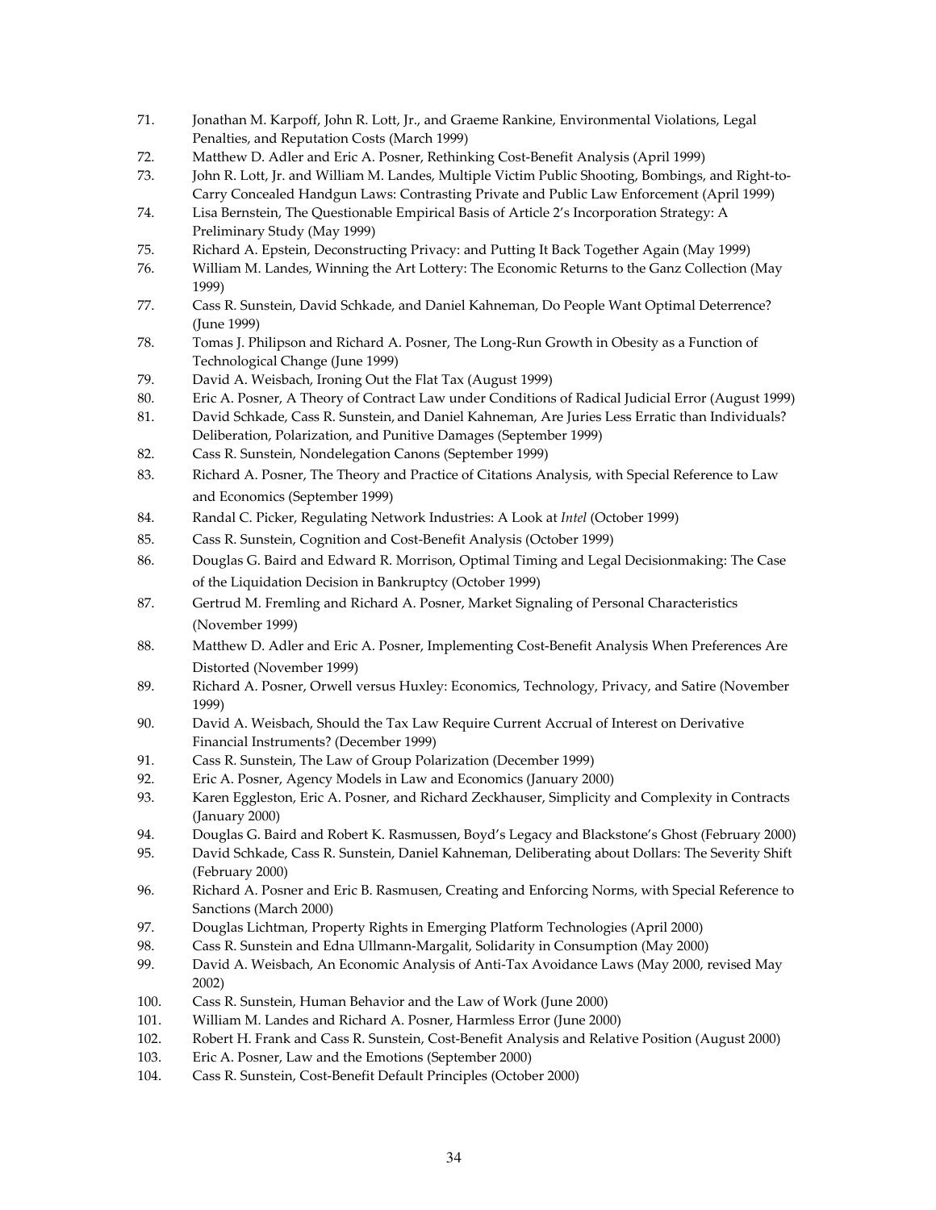71. Jonathan M. Karpoff, John R. Lott, Jr., and Graeme Rankine, Environmental Violations, Legal Penalties, and Reputation Costs (March 1999)
72. Matthew D. Adler and Eric A. Posner, Rethinking Cost-Benefit Analysis (April 1999)
73. John R. Lott, Jr. and William M. Landes, Multiple Victim Public Shooting, Bombings, and Right-to-Carry Concealed Handgun Laws: Contrasting Private and Public Law Enforcement (April 1999)
74. Lisa Bernstein, The Questionable Empirical Basis of Article 2's Incorporation Strategy: A Preliminary Study (May 1999)
75. Richard A. Epstein, Deconstructing Privacy: and Putting It Back Together Again (May 1999)
76. William M. Landes, Winning the Art Lottery: The Economic Returns to the Ganz Collection (May 1999)
77. Cass R. Sunstein, David Schkade, and Daniel Kahneman, Do People Want Optimal Deterrence? (June 1999)
78. Tomas J. Philipson and Richard A. Posner, The Long-Run Growth in Obesity as a Function of Technological Change (June 1999)
79. David A. Weisbach, Ironing Out the Flat Tax (August 1999)
80. Eric A. Posner, A Theory of Contract Law under Conditions of Radical Judicial Error (August 1999)
81. David Schkade, Cass R. Sunstein, and Daniel Kahneman, Are Juries Less Erratic than Individuals? Deliberation, Polarization, and Punitive Damages (September 1999)
82. Cass R. Sunstein, Nondelegation Canons (September 1999)
83. Richard A. Posner, The Theory and Practice of Citations Analysis, with Special Reference to Law and Economics (September 1999)
84. Randal C. Picker, Regulating Network Industries: A Look at *Intel* (October 1999)
85. Cass R. Sunstein, Cognition and Cost-Benefit Analysis (October 1999)
86. Douglas G. Baird and Edward R. Morrison, Optimal Timing and Legal Decisionmaking: The Case of the Liquidation Decision in Bankruptcy (October 1999)
87. Gertrud M. Fremling and Richard A. Posner, Market Signaling of Personal Characteristics (November 1999)
88. Matthew D. Adler and Eric A. Posner, Implementing Cost-Benefit Analysis When Preferences Are Distorted (November 1999)
89. Richard A. Posner, Orwell versus Huxley: Economics, Technology, Privacy, and Satire (November 1999)
90. David A. Weisbach, Should the Tax Law Require Current Accrual of Interest on Derivative Financial Instruments? (December 1999)
91. Cass R. Sunstein, The Law of Group Polarization (December 1999)
92. Eric A. Posner, Agency Models in Law and Economics (January 2000)
93. Karen Eggleston, Eric A. Posner, and Richard Zeckhauser, Simplicity and Complexity in Contracts (January 2000)
94. Douglas G. Baird and Robert K. Rasmussen, Boyd's Legacy and Blackstone's Ghost (February 2000)
95. David Schkade, Cass R. Sunstein, Daniel Kahneman, Deliberating about Dollars: The Severity Shift (February 2000)
96. Richard A. Posner and Eric B. Rasmusen, Creating and Enforcing Norms, with Special Reference to Sanctions (March 2000)
97. Douglas Lichtman, Property Rights in Emerging Platform Technologies (April 2000)
98. Cass R. Sunstein and Edna Ullmann-Margalit, Solidarity in Consumption (May 2000)
99. David A. Weisbach, An Economic Analysis of Anti-Tax Avoidance Laws (May 2000, revised May 2002)
100. Cass R. Sunstein, Human Behavior and the Law of Work (June 2000)
101. William M. Landes and Richard A. Posner, Harmless Error (June 2000)
102. Robert H. Frank and Cass R. Sunstein, Cost-Benefit Analysis and Relative Position (August 2000)
103. Eric A. Posner, Law and the Emotions (September 2000)
104. Cass R. Sunstein, Cost-Benefit Default Principles (October 2000)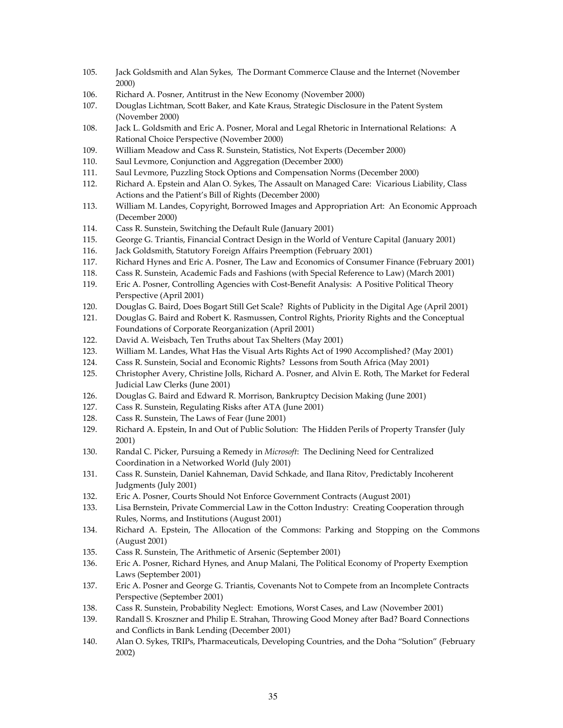105. Jack Goldsmith and Alan Sykes, The Dormant Commerce Clause and the Internet (November 2000)
106. Richard A. Posner, Antitrust in the New Economy (November 2000)
107. Douglas Lichtman, Scott Baker, and Kate Kraus, Strategic Disclosure in the Patent System (November 2000)
108. Jack L. Goldsmith and Eric A. Posner, Moral and Legal Rhetoric in International Relations: A Rational Choice Perspective (November 2000)
109. William Meadow and Cass R. Sunstein, Statistics, Not Experts (December 2000)
110. Saul Levmore, Conjunction and Aggregation (December 2000)
111. Saul Levmore, Puzzling Stock Options and Compensation Norms (December 2000)
112. Richard A. Epstein and Alan O. Sykes, The Assault on Managed Care: Vicarious Liability, Class Actions and the Patient's Bill of Rights (December 2000)
113. William M. Landes, Copyright, Borrowed Images and Appropriation Art: An Economic Approach (December 2000)
114. Cass R. Sunstein, Switching the Default Rule (January 2001)
115. George G. Triantis, Financial Contract Design in the World of Venture Capital (January 2001)
116. Jack Goldsmith, Statutory Foreign Affairs Preemption (February 2001)
117. Richard Hynes and Eric A. Posner, The Law and Economics of Consumer Finance (February 2001)
118. Cass R. Sunstein, Academic Fads and Fashions (with Special Reference to Law) (March 2001)
119. Eric A. Posner, Controlling Agencies with Cost-Benefit Analysis: A Positive Political Theory Perspective (April 2001)
120. Douglas G. Baird, Does Bogart Still Get Scale? Rights of Publicity in the Digital Age (April 2001)
121. Douglas G. Baird and Robert K. Rasmussen, Control Rights, Priority Rights and the Conceptual Foundations of Corporate Reorganization (April 2001)
122. David A. Weisbach, Ten Truths about Tax Shelters (May 2001)
123. William M. Landes, What Has the Visual Arts Rights Act of 1990 Accomplished? (May 2001)
124. Cass R. Sunstein, Social and Economic Rights? Lessons from South Africa (May 2001)
125. Christopher Avery, Christine Jolls, Richard A. Posner, and Alvin E. Roth, The Market for Federal Judicial Law Clerks (June 2001)
126. Douglas G. Baird and Edward R. Morrison, Bankruptcy Decision Making (June 2001)
127. Cass R. Sunstein, Regulating Risks after ATA (June 2001)
128. Cass R. Sunstein, The Laws of Fear (June 2001)
129. Richard A. Epstein, In and Out of Public Solution: The Hidden Perils of Property Transfer (July 2001)
130. Randal C. Picker, Pursuing a Remedy in *Microsoft*: The Declining Need for Centralized Coordination in a Networked World (July 2001)
131. Cass R. Sunstein, Daniel Kahneman, David Schkade, and Ilana Ritov, Predictably Incoherent Judgments (July 2001)
132. Eric A. Posner, Courts Should Not Enforce Government Contracts (August 2001)
133. Lisa Bernstein, Private Commercial Law in the Cotton Industry: Creating Cooperation through Rules, Norms, and Institutions (August 2001)
134. Richard A. Epstein, The Allocation of the Commons: Parking and Stopping on the Commons (August 2001)
135. Cass R. Sunstein, The Arithmetic of Arsenic (September 2001)
136. Eric A. Posner, Richard Hynes, and Anup Malani, The Political Economy of Property Exemption Laws (September 2001)
137. Eric A. Posner and George G. Triantis, Covenants Not to Compete from an Incomplete Contracts Perspective (September 2001)
138. Cass R. Sunstein, Probability Neglect: Emotions, Worst Cases, and Law (November 2001)
139. Randall S. Kroszner and Philip E. Strahan, Throwing Good Money after Bad? Board Connections and Conflicts in Bank Lending (December 2001)
140. Alan O. Sykes, TRIPs, Pharmaceuticals, Developing Countries, and the Doha "Solution" (February 2002)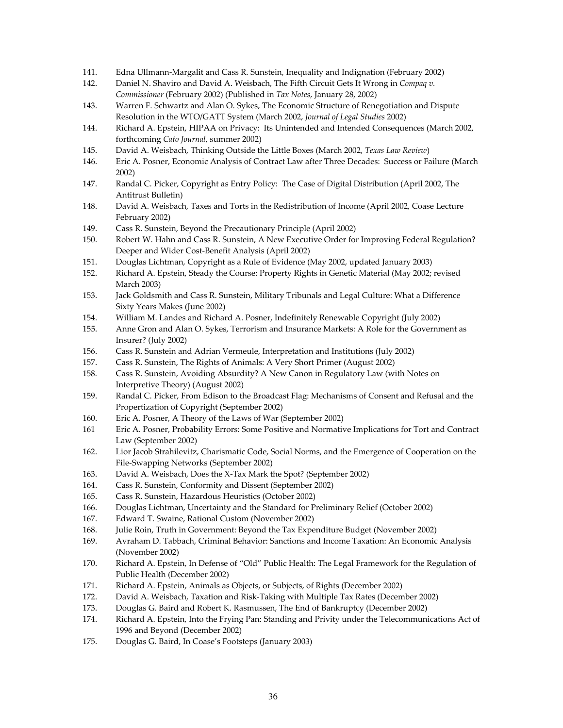141. Edna Ullmann-Margalit and Cass R. Sunstein, Inequality and Indignation (February 2002)
142. Daniel N. Shaviro and David A. Weisbach, The Fifth Circuit Gets It Wrong in *Compaq v. Commissioner* (February 2002) (Published in *Tax Notes*, January 28, 2002)
143. Warren F. Schwartz and Alan O. Sykes, The Economic Structure of Renegotiation and Dispute Resolution in the WTO/GATT System (March 2002, *Journal of Legal Studies* 2002)
144. Richard A. Epstein, HIPAA on Privacy: Its Unintended and Intended Consequences (March 2002, forthcoming *Cato Journal*, summer 2002)
145. David A. Weisbach, Thinking Outside the Little Boxes (March 2002, *Texas Law Review*)
146. Eric A. Posner, Economic Analysis of Contract Law after Three Decades: Success or Failure (March 2002)
147. Randal C. Picker, Copyright as Entry Policy: The Case of Digital Distribution (April 2002, The Antitrust Bulletin)
148. David A. Weisbach, Taxes and Torts in the Redistribution of Income (April 2002, Coase Lecture February 2002)
149. Cass R. Sunstein, Beyond the Precautionary Principle (April 2002)
150. Robert W. Hahn and Cass R. Sunstein, A New Executive Order for Improving Federal Regulation? Deeper and Wider Cost-Benefit Analysis (April 2002)
151. Douglas Lichtman, Copyright as a Rule of Evidence (May 2002, updated January 2003)
152. Richard A. Epstein, Steady the Course: Property Rights in Genetic Material (May 2002; revised March 2003)
153. Jack Goldsmith and Cass R. Sunstein, Military Tribunals and Legal Culture: What a Difference Sixty Years Makes (June 2002)
154. William M. Landes and Richard A. Posner, Indefinitely Renewable Copyright (July 2002)
155. Anne Gron and Alan O. Sykes, Terrorism and Insurance Markets: A Role for the Government as Insurer? (July 2002)
156. Cass R. Sunstein and Adrian Vermeule, Interpretation and Institutions (July 2002)
157. Cass R. Sunstein, The Rights of Animals: A Very Short Primer (August 2002)
158. Cass R. Sunstein, Avoiding Absurdity? A New Canon in Regulatory Law (with Notes on Interpretive Theory) (August 2002)
159. Randal C. Picker, From Edison to the Broadcast Flag: Mechanisms of Consent and Refusal and the Propertization of Copyright (September 2002)
160. Eric A. Posner, A Theory of the Laws of War (September 2002)
161 Eric A. Posner, Probability Errors: Some Positive and Normative Implications for Tort and Contract Law (September 2002)
162. Lior Jacob Strahilevitz, Charismatic Code, Social Norms, and the Emergence of Cooperation on the File-Swapping Networks (September 2002)
163. David A. Weisbach, Does the X-Tax Mark the Spot? (September 2002)
164. Cass R. Sunstein, Conformity and Dissent (September 2002)
165. Cass R. Sunstein, Hazardous Heuristics (October 2002)
166. Douglas Lichtman, Uncertainty and the Standard for Preliminary Relief (October 2002)
167. Edward T. Swaine, Rational Custom (November 2002)
168. Julie Roin, Truth in Government: Beyond the Tax Expenditure Budget (November 2002)
169. Avraham D. Tabbach, Criminal Behavior: Sanctions and Income Taxation: An Economic Analysis (November 2002)
170. Richard A. Epstein, In Defense of "Old" Public Health: The Legal Framework for the Regulation of Public Health (December 2002)
171. Richard A. Epstein, Animals as Objects, or Subjects, of Rights (December 2002)
172. David A. Weisbach, Taxation and Risk-Taking with Multiple Tax Rates (December 2002)
173. Douglas G. Baird and Robert K. Rasmussen, The End of Bankruptcy (December 2002)
174. Richard A. Epstein, Into the Frying Pan: Standing and Privity under the Telecommunications Act of 1996 and Beyond (December 2002)
175. Douglas G. Baird, In Coase's Footsteps (January 2003)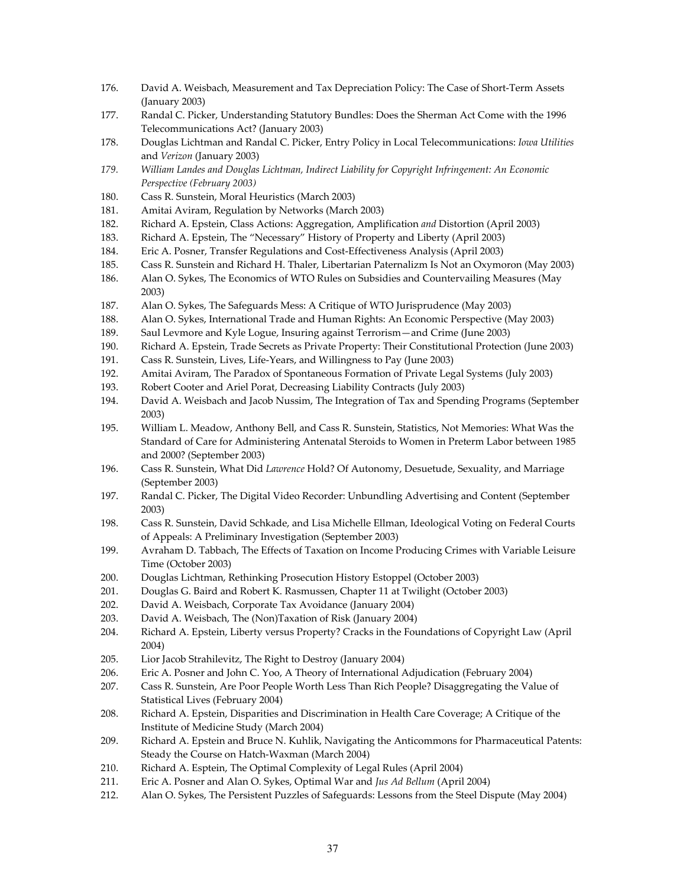176. David A. Weisbach, Measurement and Tax Depreciation Policy: The Case of Short-Term Assets (January 2003)
177. Randal C. Picker, Understanding Statutory Bundles: Does the Sherman Act Come with the 1996 Telecommunications Act? (January 2003)
178. Douglas Lichtman and Randal C. Picker, Entry Policy in Local Telecommunications: *Iowa Utilities* and *Verizon* (January 2003)
179. *William Landes and Douglas Lichtman, Indirect Liability for Copyright Infringement: An Economic Perspective (February 2003)*
180. Cass R. Sunstein, Moral Heuristics (March 2003)
181. Amitai Aviram, Regulation by Networks (March 2003)
182. Richard A. Epstein, Class Actions: Aggregation, Amplification *and* Distortion (April 2003)
183. Richard A. Epstein, The "Necessary" History of Property and Liberty (April 2003)
184. Eric A. Posner, Transfer Regulations and Cost-Effectiveness Analysis (April 2003)
185. Cass R. Sunstein and Richard H. Thaler, Libertarian Paternalizm Is Not an Oxymoron (May 2003)
186. Alan O. Sykes, The Economics of WTO Rules on Subsidies and Countervailing Measures (May 2003)
187. Alan O. Sykes, The Safeguards Mess: A Critique of WTO Jurisprudence (May 2003)
188. Alan O. Sykes, International Trade and Human Rights: An Economic Perspective (May 2003)
189. Saul Levmore and Kyle Logue, Insuring against Terrorism—and Crime (June 2003)
190. Richard A. Epstein, Trade Secrets as Private Property: Their Constitutional Protection (June 2003)
191. Cass R. Sunstein, Lives, Life-Years, and Willingness to Pay (June 2003)
192. Amitai Aviram, The Paradox of Spontaneous Formation of Private Legal Systems (July 2003)
193. Robert Cooter and Ariel Porat, Decreasing Liability Contracts (July 2003)
194. David A. Weisbach and Jacob Nussim, The Integration of Tax and Spending Programs (September 2003)
195. William L. Meadow, Anthony Bell, and Cass R. Sunstein, Statistics, Not Memories: What Was the Standard of Care for Administering Antenatal Steroids to Women in Preterm Labor between 1985 and 2000? (September 2003)
196. Cass R. Sunstein, What Did *Lawrence* Hold? Of Autonomy, Desuetude, Sexuality, and Marriage (September 2003)
197. Randal C. Picker, The Digital Video Recorder: Unbundling Advertising and Content (September 2003)
198. Cass R. Sunstein, David Schkade, and Lisa Michelle Ellman, Ideological Voting on Federal Courts of Appeals: A Preliminary Investigation (September 2003)
199. Avraham D. Tabbach, The Effects of Taxation on Income Producing Crimes with Variable Leisure Time (October 2003)
200. Douglas Lichtman, Rethinking Prosecution History Estoppel (October 2003)
201. Douglas G. Baird and Robert K. Rasmussen, Chapter 11 at Twilight (October 2003)
202. David A. Weisbach, Corporate Tax Avoidance (January 2004)
203. David A. Weisbach, The (Non)Taxation of Risk (January 2004)
204. Richard A. Epstein, Liberty versus Property? Cracks in the Foundations of Copyright Law (April 2004)
205. Lior Jacob Strahilevitz, The Right to Destroy (January 2004)
206. Eric A. Posner and John C. Yoo, A Theory of International Adjudication (February 2004)
207. Cass R. Sunstein, Are Poor People Worth Less Than Rich People? Disaggregating the Value of Statistical Lives (February 2004)
208. Richard A. Epstein, Disparities and Discrimination in Health Care Coverage; A Critique of the Institute of Medicine Study (March 2004)
209. Richard A. Epstein and Bruce N. Kuhlik, Navigating the Anticommons for Pharmaceutical Patents: Steady the Course on Hatch-Waxman (March 2004)
210. Richard A. Esptein, The Optimal Complexity of Legal Rules (April 2004)
211. Eric A. Posner and Alan O. Sykes, Optimal War and *Jus Ad Bellum* (April 2004)
212. Alan O. Sykes, The Persistent Puzzles of Safeguards: Lessons from the Steel Dispute (May 2004)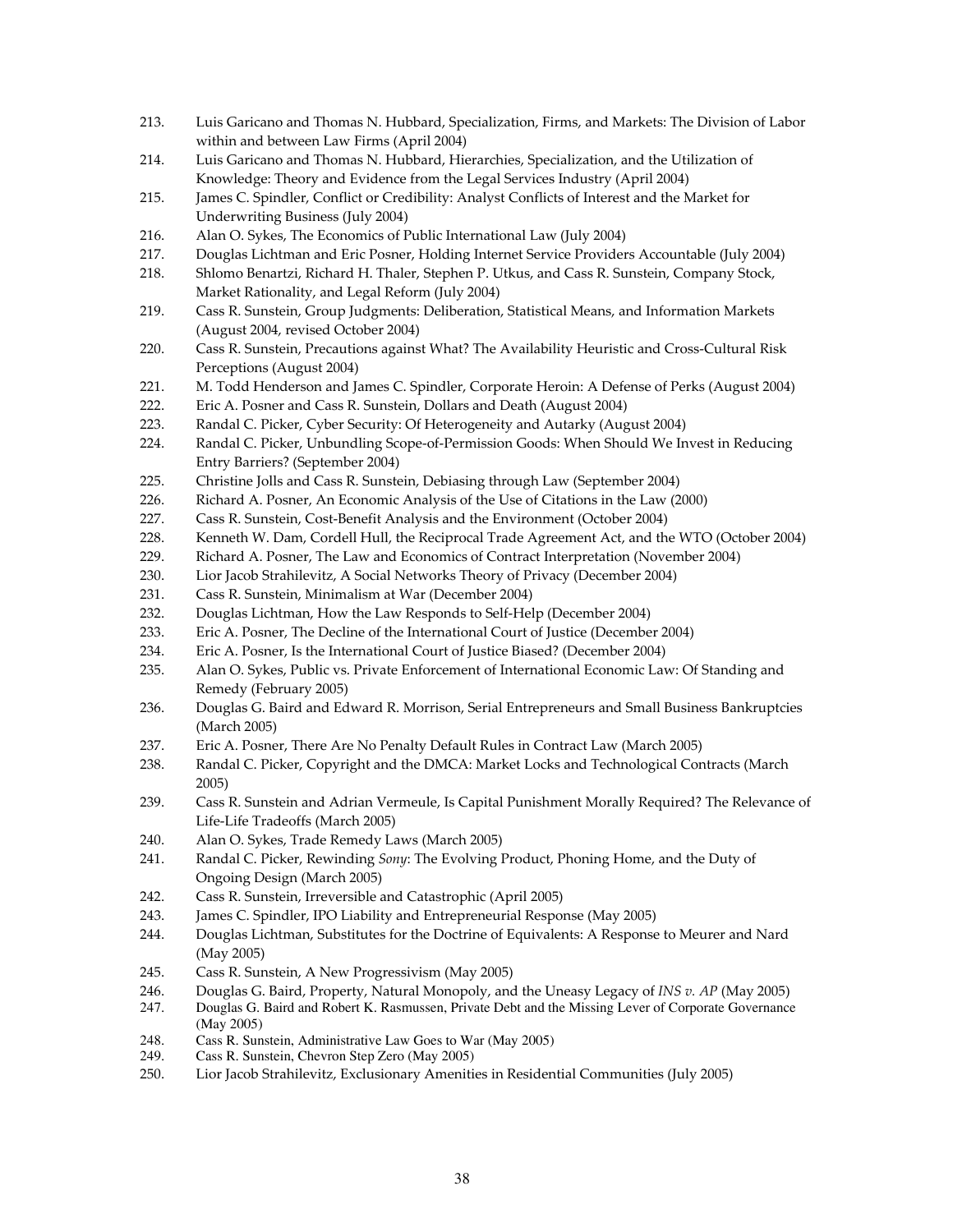213. Luis Garicano and Thomas N. Hubbard, Specialization, Firms, and Markets: The Division of Labor within and between Law Firms (April 2004)
214. Luis Garicano and Thomas N. Hubbard, Hierarchies, Specialization, and the Utilization of Knowledge: Theory and Evidence from the Legal Services Industry (April 2004)
215. James C. Spindler, Conflict or Credibility: Analyst Conflicts of Interest and the Market for Underwriting Business (July 2004)
216. Alan O. Sykes, The Economics of Public International Law (July 2004)
217. Douglas Lichtman and Eric Posner, Holding Internet Service Providers Accountable (July 2004)
218. Shlomo Benartzi, Richard H. Thaler, Stephen P. Utkus, and Cass R. Sunstein, Company Stock, Market Rationality, and Legal Reform (July 2004)
219. Cass R. Sunstein, Group Judgments: Deliberation, Statistical Means, and Information Markets (August 2004, revised October 2004)
220. Cass R. Sunstein, Precautions against What? The Availability Heuristic and Cross-Cultural Risk Perceptions (August 2004)
221. M. Todd Henderson and James C. Spindler, Corporate Heroin: A Defense of Perks (August 2004)
222. Eric A. Posner and Cass R. Sunstein, Dollars and Death (August 2004)
223. Randal C. Picker, Cyber Security: Of Heterogeneity and Autarky (August 2004)
224. Randal C. Picker, Unbundling Scope-of-Permission Goods: When Should We Invest in Reducing Entry Barriers? (September 2004)
225. Christine Jolls and Cass R. Sunstein, Debiasing through Law (September 2004)
226. Richard A. Posner, An Economic Analysis of the Use of Citations in the Law (2000)
227. Cass R. Sunstein, Cost-Benefit Analysis and the Environment (October 2004)
228. Kenneth W. Dam, Cordell Hull, the Reciprocal Trade Agreement Act, and the WTO (October 2004)
229. Richard A. Posner, The Law and Economics of Contract Interpretation (November 2004)
230. Lior Jacob Strahilevitz, A Social Networks Theory of Privacy (December 2004)
231. Cass R. Sunstein, Minimalism at War (December 2004)
232. Douglas Lichtman, How the Law Responds to Self-Help (December 2004)
233. Eric A. Posner, The Decline of the International Court of Justice (December 2004)
234. Eric A. Posner, Is the International Court of Justice Biased? (December 2004)
235. Alan O. Sykes, Public vs. Private Enforcement of International Economic Law: Of Standing and Remedy (February 2005)
236. Douglas G. Baird and Edward R. Morrison, Serial Entrepreneurs and Small Business Bankruptcies (March 2005)
237. Eric A. Posner, There Are No Penalty Default Rules in Contract Law (March 2005)
238. Randal C. Picker, Copyright and the DMCA: Market Locks and Technological Contracts (March 2005)
239. Cass R. Sunstein and Adrian Vermeule, Is Capital Punishment Morally Required? The Relevance of Life-Life Tradeoffs (March 2005)
240. Alan O. Sykes, Trade Remedy Laws (March 2005)
241. Randal C. Picker, Rewinding *Sony*: The Evolving Product, Phoning Home, and the Duty of Ongoing Design (March 2005)
242. Cass R. Sunstein, Irreversible and Catastrophic (April 2005)
243. James C. Spindler, IPO Liability and Entrepreneurial Response (May 2005)
244. Douglas Lichtman, Substitutes for the Doctrine of Equivalents: A Response to Meurer and Nard (May 2005)
245. Cass R. Sunstein, A New Progressivism (May 2005)
246. Douglas G. Baird, Property, Natural Monopoly, and the Uneasy Legacy of *INS v. AP* (May 2005)
247. Douglas G. Baird and Robert K. Rasmussen, Private Debt and the Missing Lever of Corporate Governance (May 2005)
248. Cass R. Sunstein, Administrative Law Goes to War (May 2005)
249. Cass R. Sunstein, Chevron Step Zero (May 2005)
250. Lior Jacob Strahilevitz, Exclusionary Amenities in Residential Communities (July 2005)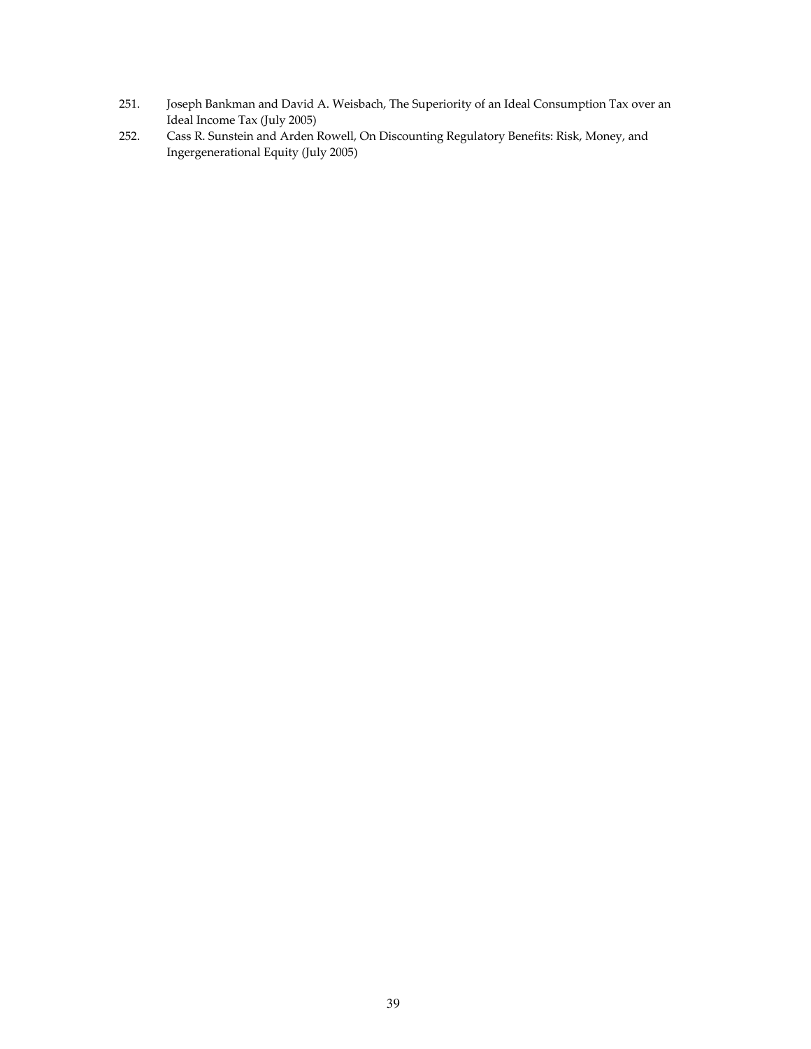251. Joseph Bankman and David A. Weisbach, The Superiority of an Ideal Consumption Tax over an Ideal Income Tax (July 2005)
252. Cass R. Sunstein and Arden Rowell, On Discounting Regulatory Benefits: Risk, Money, and Ingergenerational Equity (July 2005)